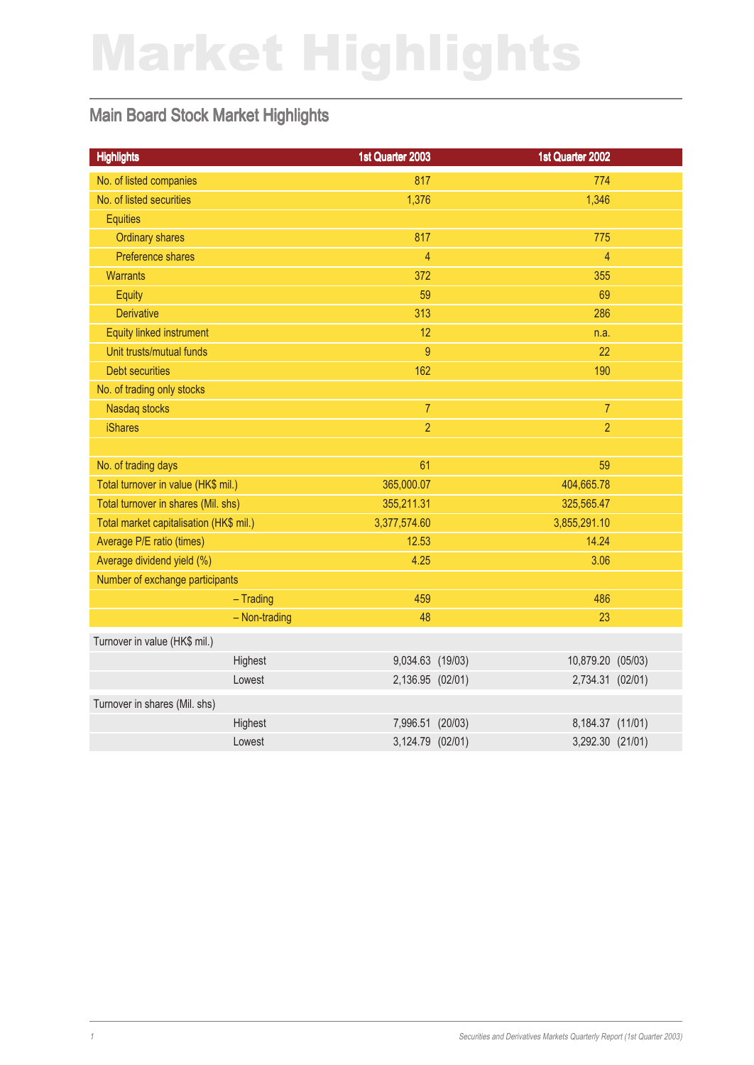# Market Highlights

## Main Board Stock Market Highlights

| Highlights | 1st Quarter 2003 | 1st Quarter 2002 |
|---|---|---|
| No. of listed companies | 817 | 774 |
| No. of listed securities | 1,376 | 1,346 |
| Equities | | |
| Ordinary shares | 817 | 775 |
| Preference shares | 4 | 4 |
| Warrants | 372 | 355 |
| Equity | 59 | 69 |
| Derivative | 313 | 286 |
| Equity linked instrument | 12 | n.a. |
| Unit trusts/mutual funds | 9 | 22 |
| Debt securities | 162 | 190 |
| No. of trading only stocks | | |
| Nasdaq stocks | 7 | 7 |
| iShares | 2 | 2 |
| | | |
| No. of trading days | 61 | 59 |
| Total turnover in value (HK$ mil.) | 365,000.07 | 404,665.78 |
| Total turnover in shares (Mil. shs) | 355,211.31 | 325,565.47 |
| Total market capitalisation (HK$ mil.) | 3,377,574.60 | 3,855,291.10 |
| Average P/E ratio (times) | 12.53 | 14.24 |
| Average dividend yield (%) | 4.25 | 3.06 |
| Number of exchange participants | | |
| – Trading | 459 | 486 |
| – Non-trading | 48 | 23 |
| Turnover in value (HK$ mil.) | | |
| Highest | 9,034.63 (19/03) | 10,879.20 (05/03) |
| Lowest | 2,136.95 (02/01) | 2,734.31 (02/01) |
| Turnover in shares (Mil. shs) | | |
| Highest | 7,996.51 (20/03) | 8,184.37 (11/01) |
| Lowest | 3,124.79 (02/01) | 3,292.30 (21/01) |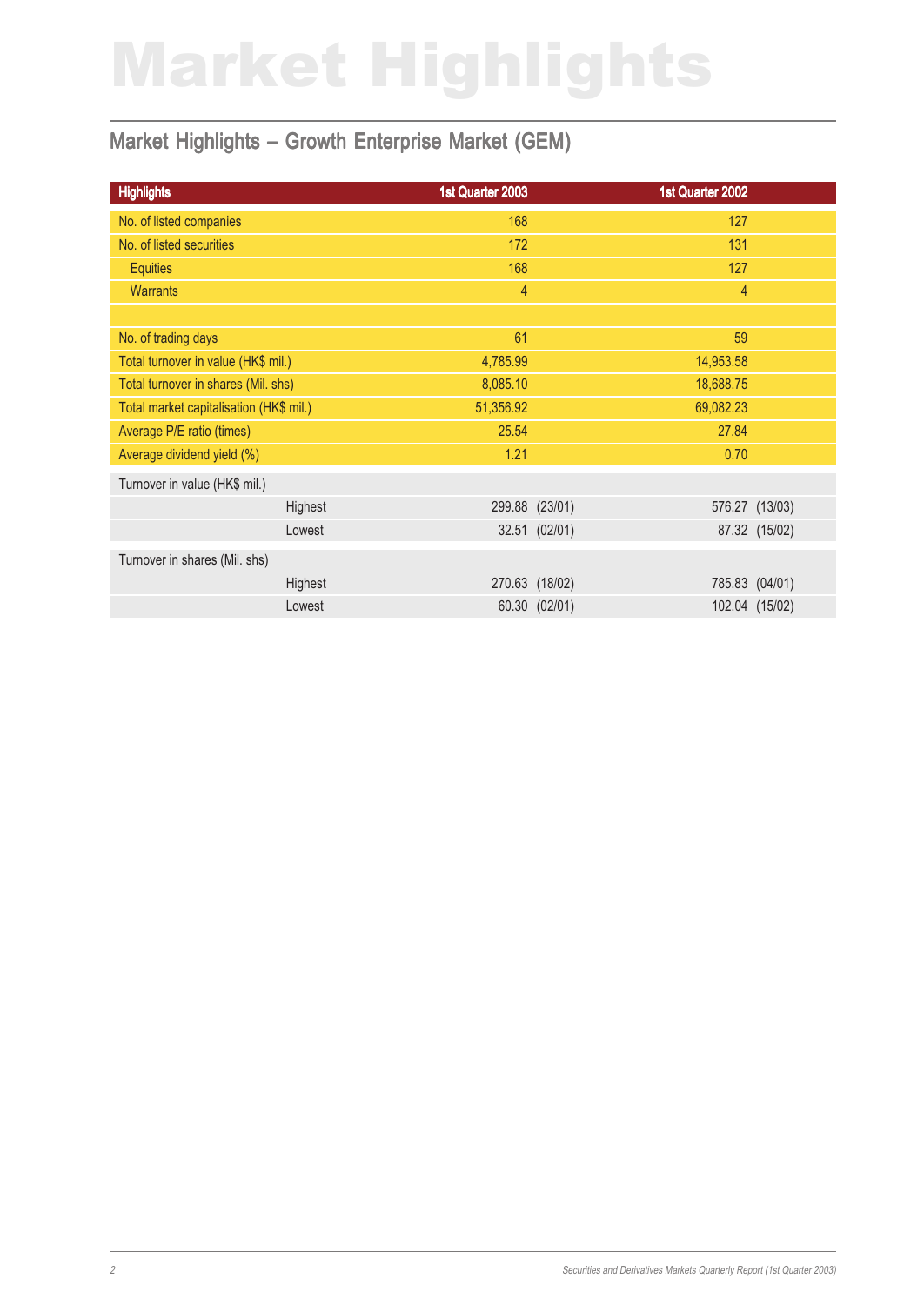# Market Highlights

## Market Highlights – Growth Enterprise Market (GEM)

| Highlights | | 1st Quarter 2003 | 1st Quarter 2002 |
|---|---|---|---|
| No. of listed companies | | 168 | 127 |
| No. of listed securities | | 172 | 131 |
| Equities | | 168 | 127 |
| Warrants | | 4 | 4 |
| | | | |
| No. of trading days | | 61 | 59 |
| Total turnover in value (HK$ mil.) | | 4,785.99 | 14,953.58 |
| Total turnover in shares (Mil. shs) | | 8,085.10 | 18,688.75 |
| Total market capitalisation (HK$ mil.) | | 51,356.92 | 69,082.23 |
| Average P/E ratio (times) | | 25.54 | 27.84 |
| Average dividend yield (%) | | 1.21 | 0.70 |
| Turnover in value (HK$ mil.) | | | |
| | Highest | 299.88 (23/01) | 576.27 (13/03) |
| | Lowest | 32.51 (02/01) | 87.32 (15/02) |
| Turnover in shares (Mil. shs) | | | |
| | Highest | 270.63 (18/02) | 785.83 (04/01) |
| | Lowest | 60.30 (02/01) | 102.04 (15/02) |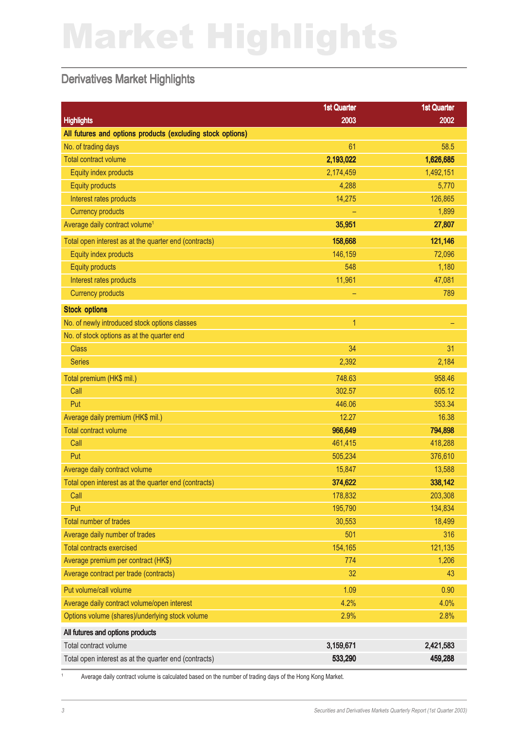# Market Highlights

## Derivatives Market Highlights

| Highlights | 1st Quarter 2003 | 1st Quarter 2002 |
|---|---|---|
| **All futures and options products (excluding stock options)** | | |
| No. of trading days | 61 | 58.5 |
| Total contract volume | **2,193,022** | **1,626,685** |
| Equity index products | 2,174,459 | 1,492,151 |
| Equity products | 4,288 | 5,770 |
| Interest rates products | 14,275 | 126,865 |
| Currency products | – | 1,899 |
| Average daily contract volume[1] | **35,951** | **27,807** |
| Total open interest as at the quarter end (contracts) | **158,668** | **121,146** |
| Equity index products | 146,159 | 72,096 |
| Equity products | 548 | 1,180 |
| Interest rates products | 11,961 | 47,081 |
| Currency products | – | 789 |
| **Stock options** | | |
| No. of newly introduced stock options classes | 1 | – |
| No. of stock options as at the quarter end | | |
| Class | 34 | 31 |
| Series | 2,392 | 2,184 |
| Total premium (HK$ mil.) | 748.63 | 958.46 |
| Call | 302.57 | 605.12 |
| Put | 446.06 | 353.34 |
| Average daily premium (HK$ mil.) | 12.27 | 16.38 |
| Total contract volume | **966,649** | **794,898** |
| Call | 461,415 | 418,288 |
| Put | 505,234 | 376,610 |
| Average daily contract volume | 15,847 | 13,588 |
| Total open interest as at the quarter end (contracts) | **374,622** | **338,142** |
| Call | 178,832 | 203,308 |
| Put | 195,790 | 134,834 |
| Total number of trades | 30,553 | 18,499 |
| Average daily number of trades | 501 | 316 |
| Total contracts exercised | 154,165 | 121,135 |
| Average premium per contract (HK$) | 774 | 1,206 |
| Average contract per trade (contracts) | 32 | 43 |
| Put volume/call volume | 1.09 | 0.90 |
| Average daily contract volume/open interest | 4.2% | 4.0% |
| Options volume (shares)/underlying stock volume | 2.9% | 2.8% |
| **All futures and options products** | | |
| Total contract volume | **3,159,671** | **2,421,583** |
| Total open interest as at the quarter end (contracts) | **533,290** | **459,288** |

[1] Average daily contract volume is calculated based on the number of trading days of the Hong Kong Market.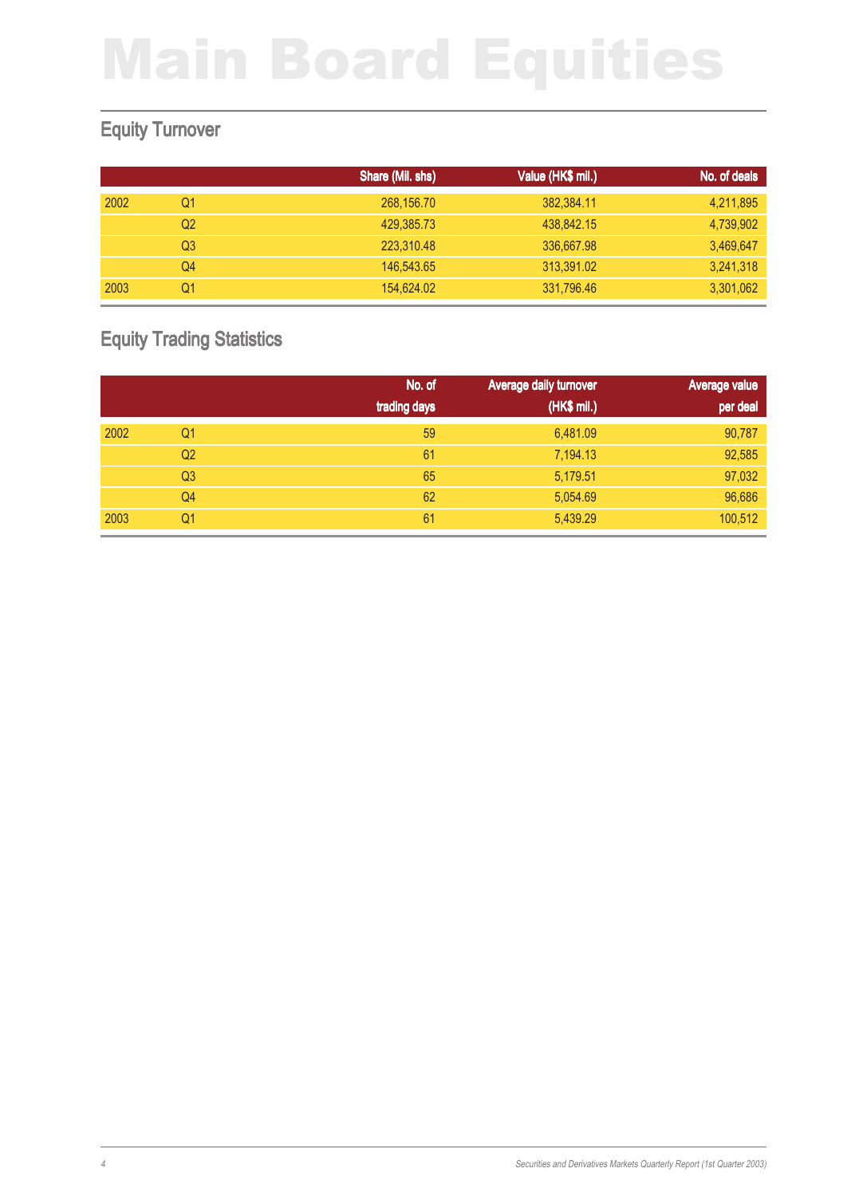# Main Board Equities

## Equity Turnover

| | | Share (Mil. shs) | Value (HK$ mil.) | No. of deals |
|---|---|---|---|---|
| 2002 | Q1 | 268,156.70 | 382,384.11 | 4,211,895 |
| | Q2 | 429,385.73 | 438,842.15 | 4,739,902 |
| | Q3 | 223,310.48 | 336,667.98 | 3,469,647 |
| | Q4 | 146,543.65 | 313,391.02 | 3,241,318 |
| 2003 | Q1 | 154,624.02 | 331,796.46 | 3,301,062 |

## Equity Trading Statistics

| | | No. of trading days | Average daily turnover (HK$ mil.) | Average value per deal |
|---|---|---|---|---|
| 2002 | Q1 | 59 | 6,481.09 | 90,787 |
| | Q2 | 61 | 7,194.13 | 92,585 |
| | Q3 | 65 | 5,179.51 | 97,032 |
| | Q4 | 62 | 5,054.69 | 96,686 |
| 2003 | Q1 | 61 | 5,439.29 | 100,512 |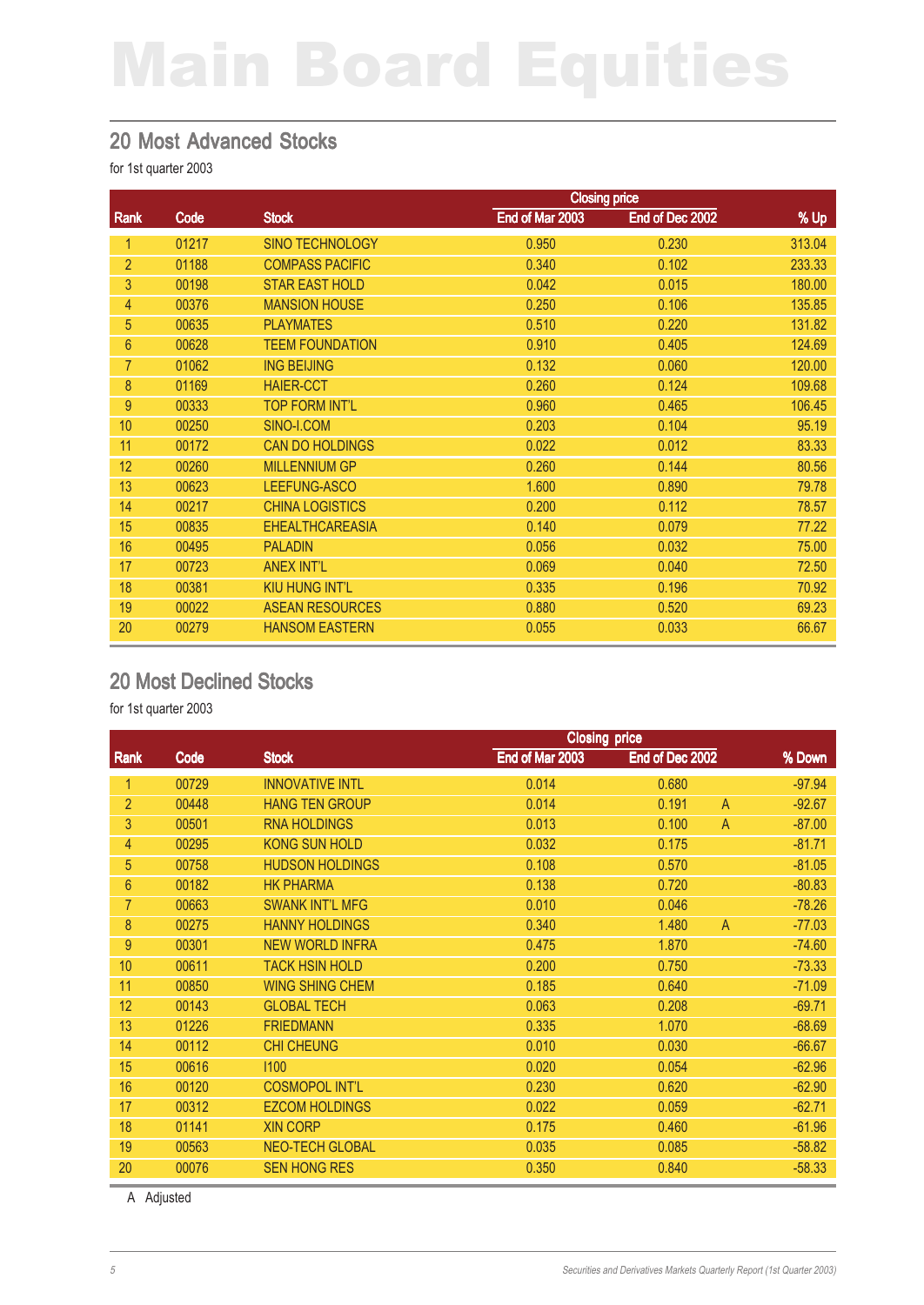# Main Board Equities

## 20 Most Advanced Stocks

for 1st quarter 2003

| Rank | Code | Stock | Closing price | | % Up |
|---|---|---|---|---|---|
| | | | End of Mar 2003 | End of Dec 2002 | |
| 1 | 01217 | SINO TECHNOLOGY | 0.950 | 0.230 | 313.04 |
| 2 | 01188 | COMPASS PACIFIC | 0.340 | 0.102 | 233.33 |
| 3 | 00198 | STAR EAST HOLD | 0.042 | 0.015 | 180.00 |
| 4 | 00376 | MANSION HOUSE | 0.250 | 0.106 | 135.85 |
| 5 | 00635 | PLAYMATES | 0.510 | 0.220 | 131.82 |
| 6 | 00628 | TEEM FOUNDATION | 0.910 | 0.405 | 124.69 |
| 7 | 01062 | ING BEIJING | 0.132 | 0.060 | 120.00 |
| 8 | 01169 | HAIER-CCT | 0.260 | 0.124 | 109.68 |
| 9 | 00333 | TOP FORM INT'L | 0.960 | 0.465 | 106.45 |
| 10 | 00250 | SINO-I.COM | 0.203 | 0.104 | 95.19 |
| 11 | 00172 | CAN DO HOLDINGS | 0.022 | 0.012 | 83.33 |
| 12 | 00260 | MILLENNIUM GP | 0.260 | 0.144 | 80.56 |
| 13 | 00623 | LEEFUNG-ASCO | 1.600 | 0.890 | 79.78 |
| 14 | 00217 | CHINA LOGISTICS | 0.200 | 0.112 | 78.57 |
| 15 | 00835 | EHEALTHCAREASIA | 0.140 | 0.079 | 77.22 |
| 16 | 00495 | PALADIN | 0.056 | 0.032 | 75.00 |
| 17 | 00723 | ANEX INT'L | 0.069 | 0.040 | 72.50 |
| 18 | 00381 | KIU HUNG INT'L | 0.335 | 0.196 | 70.92 |
| 19 | 00022 | ASEAN RESOURCES | 0.880 | 0.520 | 69.23 |
| 20 | 00279 | HANSOM EASTERN | 0.055 | 0.033 | 66.67 |

## 20 Most Declined Stocks

for 1st quarter 2003

| Rank | Code | Stock | Closing price | | | % Down |
|---|---|---|---|---|---|---|
| | | | End of Mar 2003 | End of Dec 2002 | | |
| 1 | 00729 | INNOVATIVE INTL | 0.014 | 0.680 | | -97.94 |
| 2 | 00448 | HANG TEN GROUP | 0.014 | 0.191 | A | -92.67 |
| 3 | 00501 | RNA HOLDINGS | 0.013 | 0.100 | A | -87.00 |
| 4 | 00295 | KONG SUN HOLD | 0.032 | 0.175 | | -81.71 |
| 5 | 00758 | HUDSON HOLDINGS | 0.108 | 0.570 | | -81.05 |
| 6 | 00182 | HK PHARMA | 0.138 | 0.720 | | -80.83 |
| 7 | 00663 | SWANK INT'L MFG | 0.010 | 0.046 | | -78.26 |
| 8 | 00275 | HANNY HOLDINGS | 0.340 | 1.480 | A | -77.03 |
| 9 | 00301 | NEW WORLD INFRA | 0.475 | 1.870 | | -74.60 |
| 10 | 00611 | TACK HSIN HOLD | 0.200 | 0.750 | | -73.33 |
| 11 | 00850 | WING SHING CHEM | 0.185 | 0.640 | | -71.09 |
| 12 | 00143 | GLOBAL TECH | 0.063 | 0.208 | | -69.71 |
| 13 | 01226 | FRIEDMANN | 0.335 | 1.070 | | -68.69 |
| 14 | 00112 | CHI CHEUNG | 0.010 | 0.030 | | -66.67 |
| 15 | 00616 | I100 | 0.020 | 0.054 | | -62.96 |
| 16 | 00120 | COSMOPOL INT'L | 0.230 | 0.620 | | -62.90 |
| 17 | 00312 | EZCOM HOLDINGS | 0.022 | 0.059 | | -62.71 |
| 18 | 01141 | XIN CORP | 0.175 | 0.460 | | -61.96 |
| 19 | 00563 | NEO-TECH GLOBAL | 0.035 | 0.085 | | -58.82 |
| 20 | 00076 | SEN HONG RES | 0.350 | 0.840 | | -58.33 |

A Adjusted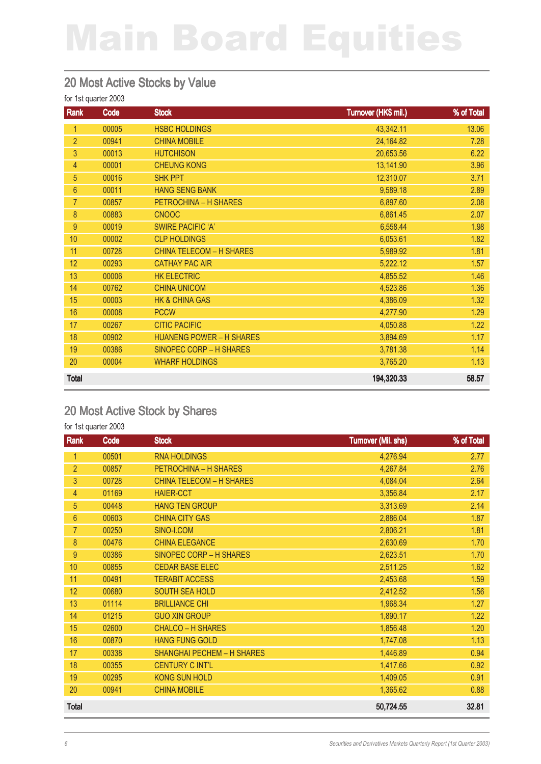# Main Board Equities

## 20 Most Active Stocks by Value

for 1st quarter 2003

| Rank | Code | Stock | Turnover (HK$ mil.) | % of Total |
|---|---|---|---|---|
| 1 | 00005 | HSBC HOLDINGS | 43,342.11 | 13.06 |
| 2 | 00941 | CHINA MOBILE | 24,164.82 | 7.28 |
| 3 | 00013 | HUTCHISON | 20,653.56 | 6.22 |
| 4 | 00001 | CHEUNG KONG | 13,141.90 | 3.96 |
| 5 | 00016 | SHK PPT | 12,310.07 | 3.71 |
| 6 | 00011 | HANG SENG BANK | 9,589.18 | 2.89 |
| 7 | 00857 | PETROCHINA – H SHARES | 6,897.60 | 2.08 |
| 8 | 00883 | CNOOC | 6,861.45 | 2.07 |
| 9 | 00019 | SWIRE PACIFIC 'A' | 6,558.44 | 1.98 |
| 10 | 00002 | CLP HOLDINGS | 6,053.61 | 1.82 |
| 11 | 00728 | CHINA TELECOM – H SHARES | 5,989.92 | 1.81 |
| 12 | 00293 | CATHAY PAC AIR | 5,222.12 | 1.57 |
| 13 | 00006 | HK ELECTRIC | 4,855.52 | 1.46 |
| 14 | 00762 | CHINA UNICOM | 4,523.86 | 1.36 |
| 15 | 00003 | HK & CHINA GAS | 4,386.09 | 1.32 |
| 16 | 00008 | PCCW | 4,277.90 | 1.29 |
| 17 | 00267 | CITIC PACIFIC | 4,050.88 | 1.22 |
| 18 | 00902 | HUANENG POWER – H SHARES | 3,894.69 | 1.17 |
| 19 | 00386 | SINOPEC CORP – H SHARES | 3,781.38 | 1.14 |
| 20 | 00004 | WHARF HOLDINGS | 3,765.20 | 1.13 |
| **Total** | | | **194,320.33** | **58.57** |

## 20 Most Active Stock by Shares

for 1st quarter 2003

| Rank | Code | Stock | Turnover (Mil. shs) | % of Total |
|---|---|---|---|---|
| 1 | 00501 | RNA HOLDINGS | 4,276.94 | 2.77 |
| 2 | 00857 | PETROCHINA – H SHARES | 4,267.84 | 2.76 |
| 3 | 00728 | CHINA TELECOM – H SHARES | 4,084.04 | 2.64 |
| 4 | 01169 | HAIER-CCT | 3,356.84 | 2.17 |
| 5 | 00448 | HANG TEN GROUP | 3,313.69 | 2.14 |
| 6 | 00603 | CHINA CITY GAS | 2,886.04 | 1.87 |
| 7 | 00250 | SINO-I.COM | 2,806.21 | 1.81 |
| 8 | 00476 | CHINA ELEGANCE | 2,630.69 | 1.70 |
| 9 | 00386 | SINOPEC CORP – H SHARES | 2,623.51 | 1.70 |
| 10 | 00855 | CEDAR BASE ELEC | 2,511.25 | 1.62 |
| 11 | 00491 | TERABIT ACCESS | 2,453.68 | 1.59 |
| 12 | 00680 | SOUTH SEA HOLD | 2,412.52 | 1.56 |
| 13 | 01114 | BRILLIANCE CHI | 1,968.34 | 1.27 |
| 14 | 01215 | GUO XIN GROUP | 1,890.17 | 1.22 |
| 15 | 02600 | CHALCO – H SHARES | 1,856.48 | 1.20 |
| 16 | 00870 | HANG FUNG GOLD | 1,747.08 | 1.13 |
| 17 | 00338 | SHANGHAI PECHEM – H SHARES | 1,446.89 | 0.94 |
| 18 | 00355 | CENTURY C INT'L | 1,417.66 | 0.92 |
| 19 | 00295 | KONG SUN HOLD | 1,409.05 | 0.91 |
| 20 | 00941 | CHINA MOBILE | 1,365.62 | 0.88 |
| **Total** | | | **50,724.55** | **32.81** |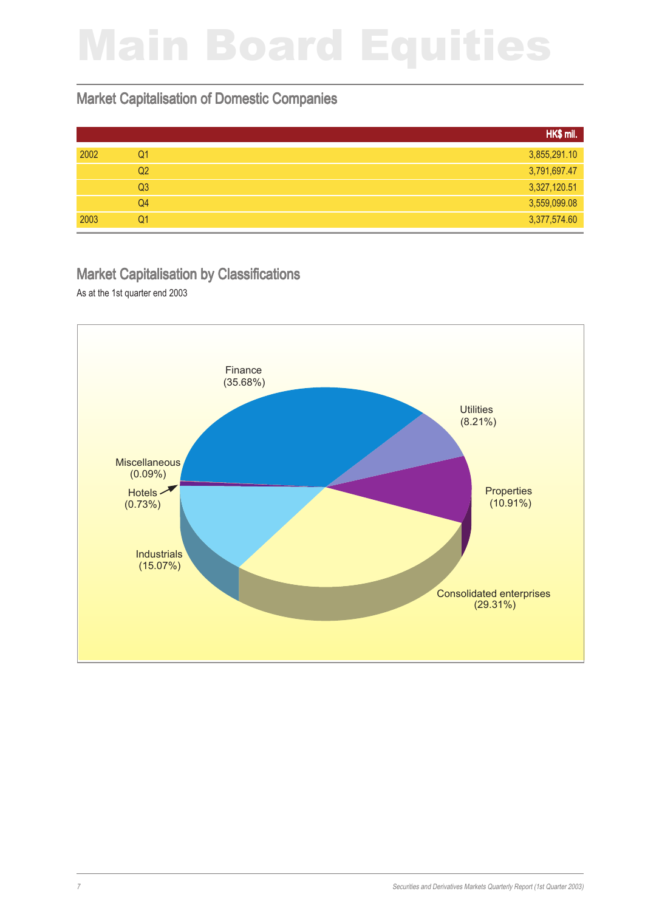# Main Board Equities

## Market Capitalisation of Domestic Companies

| | | HK$ mil. |
|---|---|---|
| 2002 | Q1 | 3,855,291.10 |
| | Q2 | 3,791,697.47 |
| | Q3 | 3,327,120.51 |
| | Q4 | 3,559,099.08 |
| 2003 | Q1 | 3,377,574.60 |

## Market Capitalisation by Classifications

As at the 1st quarter end 2003

Finance (35.68%)

Utilities (8.21%)

Properties (10.91%)

Consolidated enterprises (29.31%)

Industrials (15.07%)

Hotels (0.73%)

Miscellaneous (0.09%)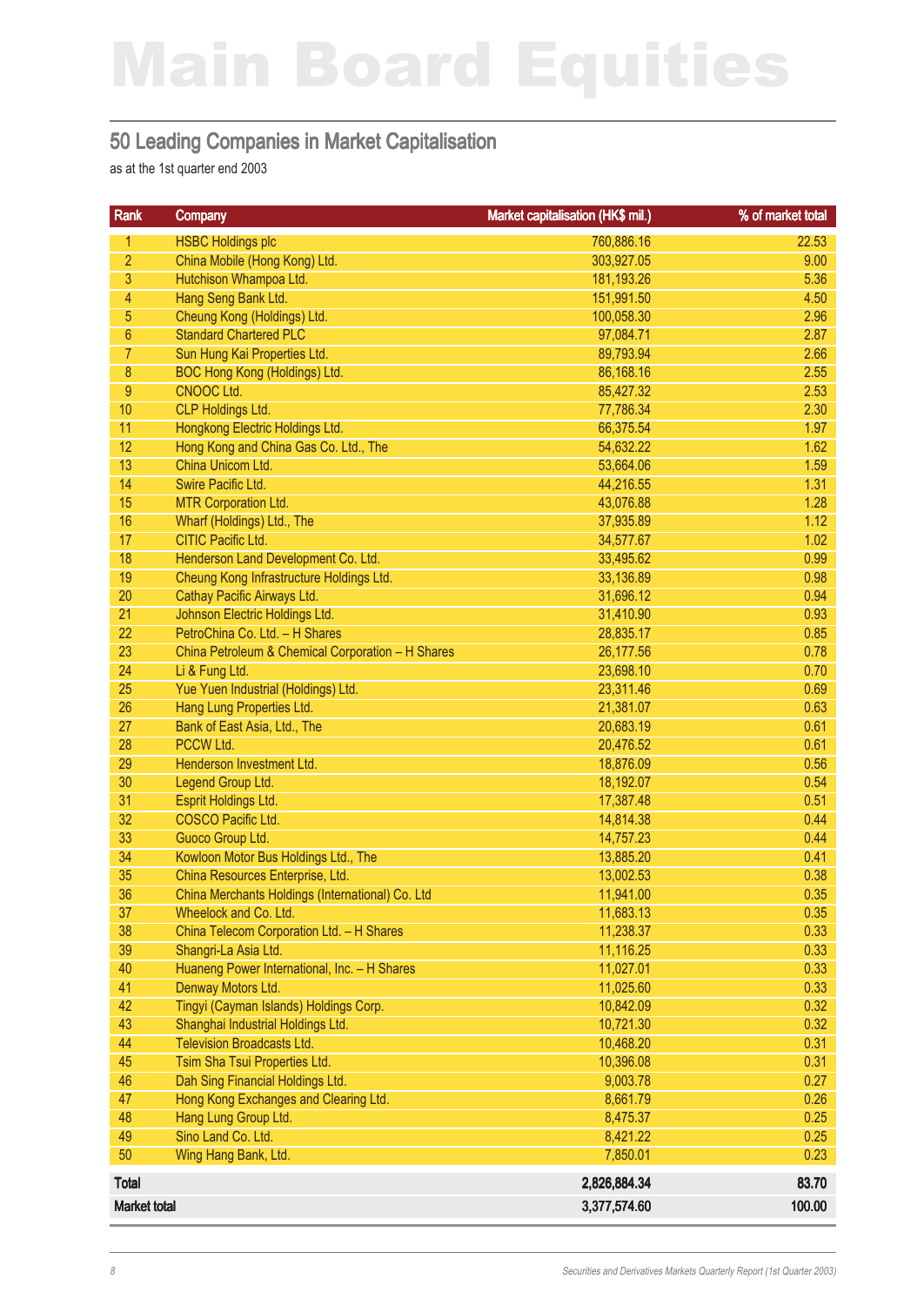# Main Board Equities

## 50 Leading Companies in Market Capitalisation

as at the 1st quarter end 2003

| Rank | Company | Market capitalisation (HK$ mil.) | % of market total |
|---|---|---|---|
| 1 | HSBC Holdings plc | 760,886.16 | 22.53 |
| 2 | China Mobile (Hong Kong) Ltd. | 303,927.05 | 9.00 |
| 3 | Hutchison Whampoa Ltd. | 181,193.26 | 5.36 |
| 4 | Hang Seng Bank Ltd. | 151,991.50 | 4.50 |
| 5 | Cheung Kong (Holdings) Ltd. | 100,058.30 | 2.96 |
| 6 | Standard Chartered PLC | 97,084.71 | 2.87 |
| 7 | Sun Hung Kai Properties Ltd. | 89,793.94 | 2.66 |
| 8 | BOC Hong Kong (Holdings) Ltd. | 86,168.16 | 2.55 |
| 9 | CNOOC Ltd. | 85,427.32 | 2.53 |
| 10 | CLP Holdings Ltd. | 77,786.34 | 2.30 |
| 11 | Hongkong Electric Holdings Ltd. | 66,375.54 | 1.97 |
| 12 | Hong Kong and China Gas Co. Ltd., The | 54,632.22 | 1.62 |
| 13 | China Unicom Ltd. | 53,664.06 | 1.59 |
| 14 | Swire Pacific Ltd. | 44,216.55 | 1.31 |
| 15 | MTR Corporation Ltd. | 43,076.88 | 1.28 |
| 16 | Wharf (Holdings) Ltd., The | 37,935.89 | 1.12 |
| 17 | CITIC Pacific Ltd. | 34,577.67 | 1.02 |
| 18 | Henderson Land Development Co. Ltd. | 33,495.62 | 0.99 |
| 19 | Cheung Kong Infrastructure Holdings Ltd. | 33,136.89 | 0.98 |
| 20 | Cathay Pacific Airways Ltd. | 31,696.12 | 0.94 |
| 21 | Johnson Electric Holdings Ltd. | 31,410.90 | 0.93 |
| 22 | PetroChina Co. Ltd. – H Shares | 28,835.17 | 0.85 |
| 23 | China Petroleum & Chemical Corporation – H Shares | 26,177.56 | 0.78 |
| 24 | Li & Fung Ltd. | 23,698.10 | 0.70 |
| 25 | Yue Yuen Industrial (Holdings) Ltd. | 23,311.46 | 0.69 |
| 26 | Hang Lung Properties Ltd. | 21,381.07 | 0.63 |
| 27 | Bank of East Asia, Ltd., The | 20,683.19 | 0.61 |
| 28 | PCCW Ltd. | 20,476.52 | 0.61 |
| 29 | Henderson Investment Ltd. | 18,876.09 | 0.56 |
| 30 | Legend Group Ltd. | 18,192.07 | 0.54 |
| 31 | Esprit Holdings Ltd. | 17,387.48 | 0.51 |
| 32 | COSCO Pacific Ltd. | 14,814.38 | 0.44 |
| 33 | Guoco Group Ltd. | 14,757.23 | 0.44 |
| 34 | Kowloon Motor Bus Holdings Ltd., The | 13,885.20 | 0.41 |
| 35 | China Resources Enterprise, Ltd. | 13,002.53 | 0.38 |
| 36 | China Merchants Holdings (International) Co. Ltd | 11,941.00 | 0.35 |
| 37 | Wheelock and Co. Ltd. | 11,683.13 | 0.35 |
| 38 | China Telecom Corporation Ltd. – H Shares | 11,238.37 | 0.33 |
| 39 | Shangri-La Asia Ltd. | 11,116.25 | 0.33 |
| 40 | Huaneng Power International, Inc. – H Shares | 11,027.01 | 0.33 |
| 41 | Denway Motors Ltd. | 11,025.60 | 0.33 |
| 42 | Tingyi (Cayman Islands) Holdings Corp. | 10,842.09 | 0.32 |
| 43 | Shanghai Industrial Holdings Ltd. | 10,721.30 | 0.32 |
| 44 | Television Broadcasts Ltd. | 10,468.20 | 0.31 |
| 45 | Tsim Sha Tsui Properties Ltd. | 10,396.08 | 0.31 |
| 46 | Dah Sing Financial Holdings Ltd. | 9,003.78 | 0.27 |
| 47 | Hong Kong Exchanges and Clearing Ltd. | 8,661.79 | 0.26 |
| 48 | Hang Lung Group Ltd. | 8,475.37 | 0.25 |
| 49 | Sino Land Co. Ltd. | 8,421.22 | 0.25 |
| 50 | Wing Hang Bank, Ltd. | 7,850.01 | 0.23 |
| **Total** | | **2,826,884.34** | **83.70** |
| **Market total** | | **3,377,574.60** | **100.00** |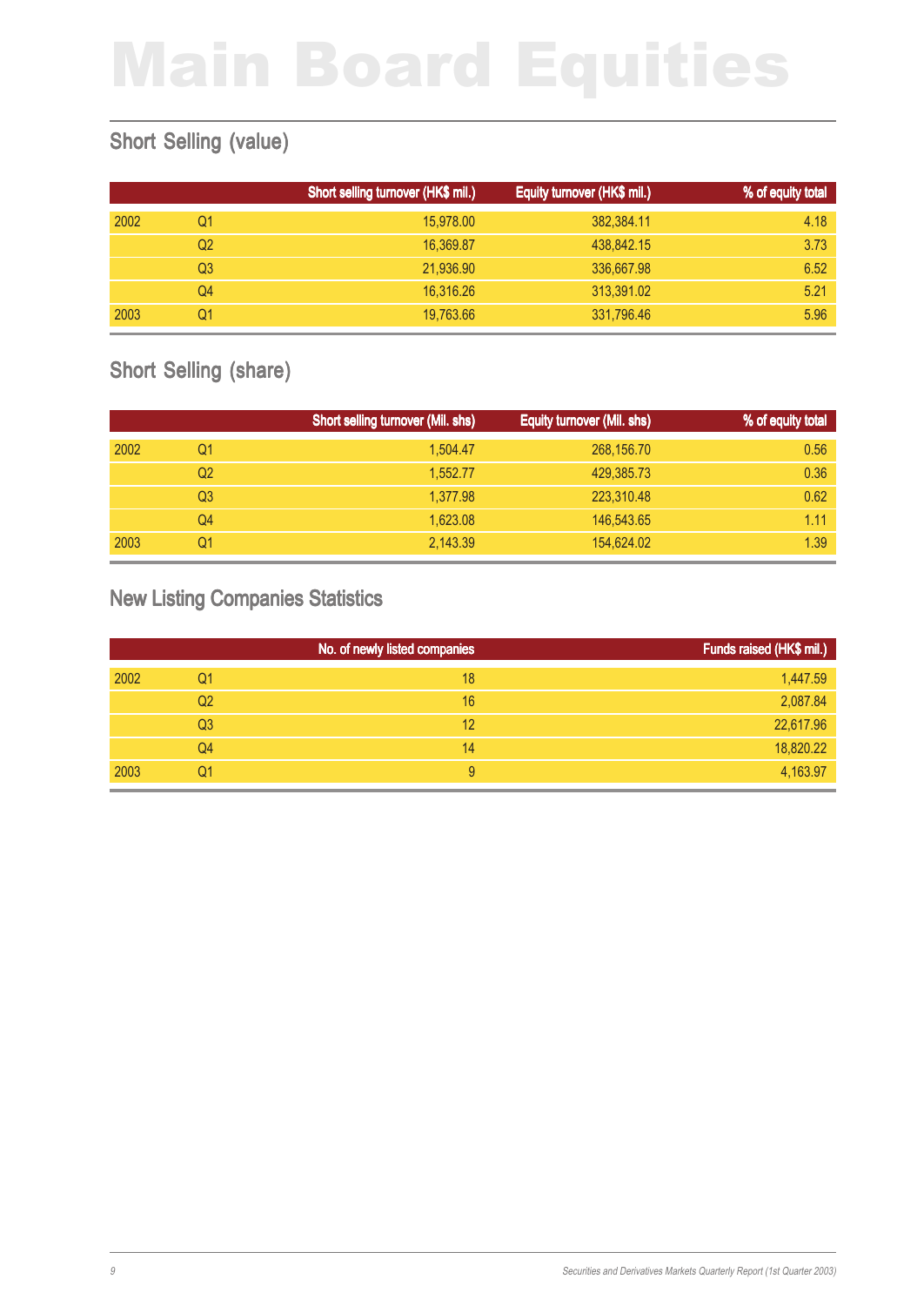# Main Board Equities

## Short Selling (value)

| | | Short selling turnover (HK$ mil.) | Equity turnover (HK$ mil.) | % of equity total |
|---|---|---|---|---|
| 2002 | Q1 | 15,978.00 | 382,384.11 | 4.18 |
| | Q2 | 16,369.87 | 438,842.15 | 3.73 |
| | Q3 | 21,936.90 | 336,667.98 | 6.52 |
| | Q4 | 16,316.26 | 313,391.02 | 5.21 |
| 2003 | Q1 | 19,763.66 | 331,796.46 | 5.96 |

## Short Selling (share)

| | | Short selling turnover (Mil. shs) | Equity turnover (Mil. shs) | % of equity total |
|---|---|---|---|---|
| 2002 | Q1 | 1,504.47 | 268,156.70 | 0.56 |
| | Q2 | 1,552.77 | 429,385.73 | 0.36 |
| | Q3 | 1,377.98 | 223,310.48 | 0.62 |
| | Q4 | 1,623.08 | 146,543.65 | 1.11 |
| 2003 | Q1 | 2,143.39 | 154,624.02 | 1.39 |

## New Listing Companies Statistics

| | | No. of newly listed companies | Funds raised (HK$ mil.) |
|---|---|---|---|
| 2002 | Q1 | 18 | 1,447.59 |
| | Q2 | 16 | 2,087.84 |
| | Q3 | 12 | 22,617.96 |
| | Q4 | 14 | 18,820.22 |
| 2003 | Q1 | 9 | 4,163.97 |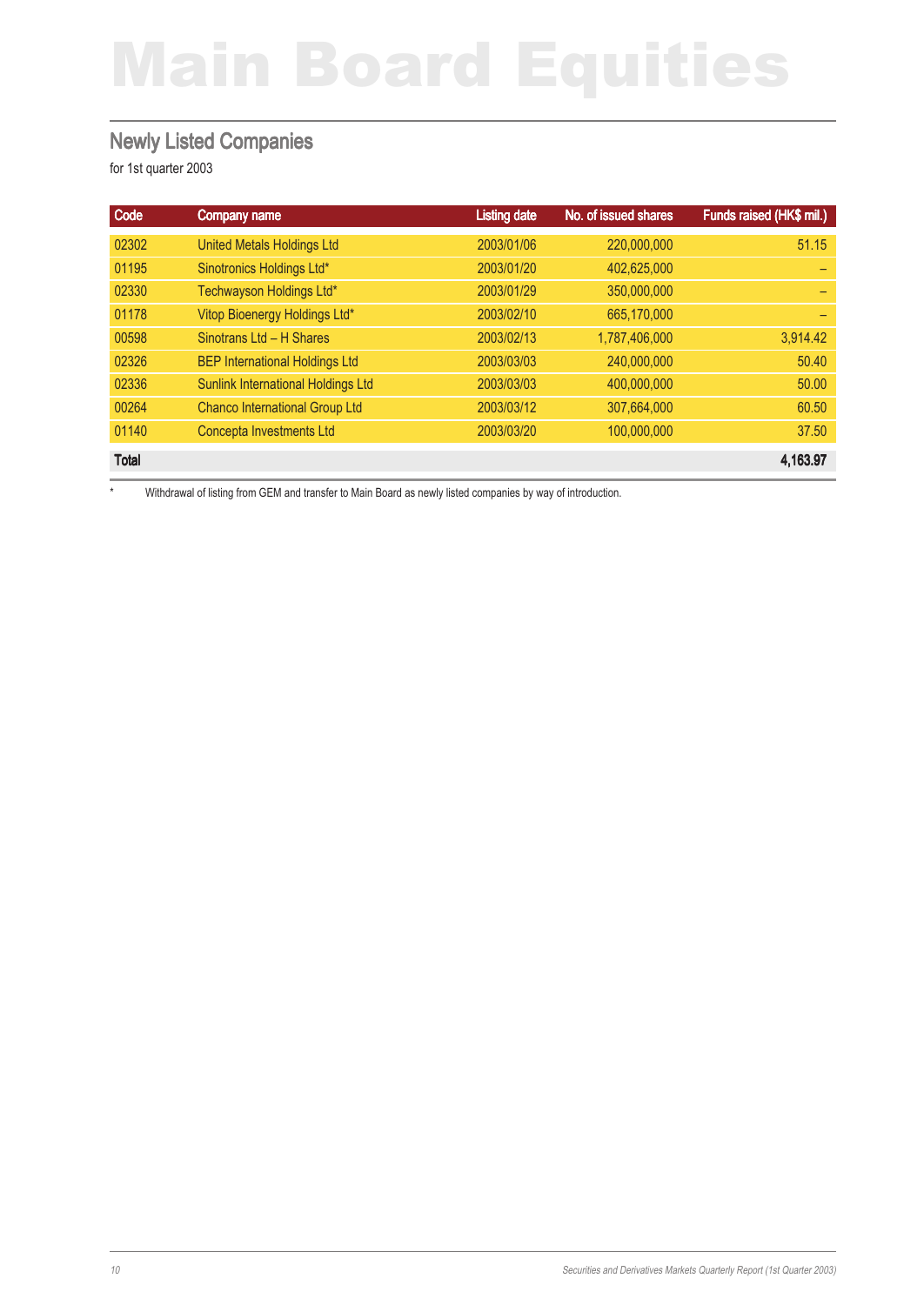# Main Board Equities

## Newly Listed Companies

for 1st quarter 2003

| Code | Company name | Listing date | No. of issued shares | Funds raised (HK$ mil.) |
|---|---|---|---|---|
| 02302 | United Metals Holdings Ltd | 2003/01/06 | 220,000,000 | 51.15 |
| 01195 | Sinotronics Holdings Ltd* | 2003/01/20 | 402,625,000 | – |
| 02330 | Techwayson Holdings Ltd* | 2003/01/29 | 350,000,000 | – |
| 01178 | Vitop Bioenergy Holdings Ltd* | 2003/02/10 | 665,170,000 | – |
| 00598 | Sinotrans Ltd – H Shares | 2003/02/13 | 1,787,406,000 | 3,914.42 |
| 02326 | BEP International Holdings Ltd | 2003/03/03 | 240,000,000 | 50.40 |
| 02336 | Sunlink International Holdings Ltd | 2003/03/03 | 400,000,000 | 50.00 |
| 00264 | Chanco International Group Ltd | 2003/03/12 | 307,664,000 | 60.50 |
| 01140 | Concepta Investments Ltd | 2003/03/20 | 100,000,000 | 37.50 |
| **Total** | | | | **4,163.97** |

\* Withdrawal of listing from GEM and transfer to Main Board as newly listed companies by way of introduction.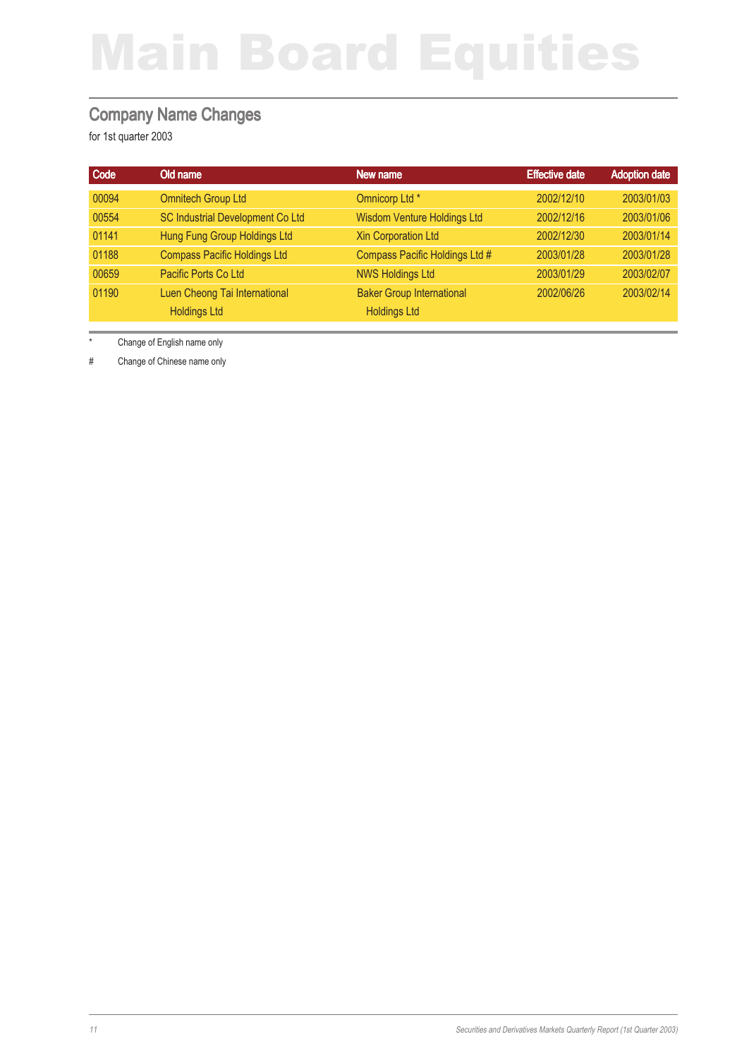# Main Board Equities

## Company Name Changes

for 1st quarter 2003

| Code | Old name | New name | Effective date | Adoption date |
|---|---|---|---|---|
| 00094 | Omnitech Group Ltd | Omnicorp Ltd * | 2002/12/10 | 2003/01/03 |
| 00554 | SC Industrial Development Co Ltd | Wisdom Venture Holdings Ltd | 2002/12/16 | 2003/01/06 |
| 01141 | Hung Fung Group Holdings Ltd | Xin Corporation Ltd | 2002/12/30 | 2003/01/14 |
| 01188 | Compass Pacific Holdings Ltd | Compass Pacific Holdings Ltd # | 2003/01/28 | 2003/01/28 |
| 00659 | Pacific Ports Co Ltd | NWS Holdings Ltd | 2003/01/29 | 2003/02/07 |
| 01190 | Luen Cheong Tai International Holdings Ltd | Baker Group International Holdings Ltd | 2002/06/26 | 2003/02/14 |

\* Change of English name only

\# Change of Chinese name only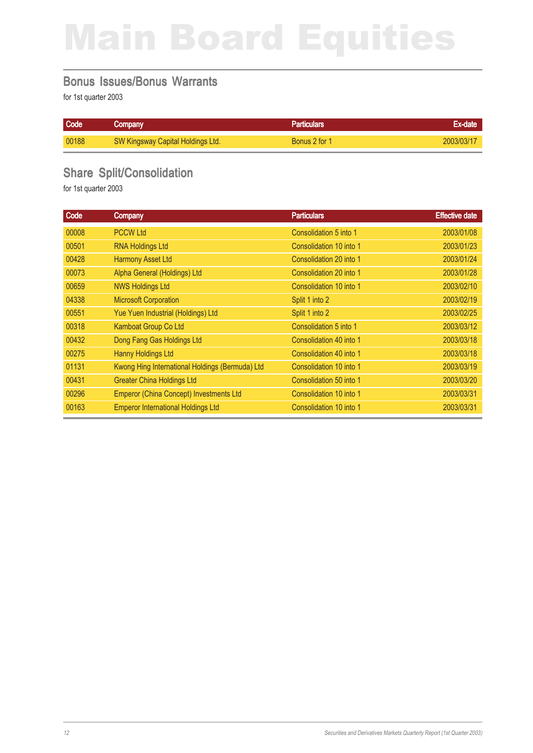# Main Board Equities

## Bonus Issues/Bonus Warrants

for 1st quarter 2003

| Code | Company | Particulars | Ex-date |
|---|---|---|---|
| 00188 | SW Kingsway Capital Holdings Ltd. | Bonus 2 for 1 | 2003/03/17 |

## Share Split/Consolidation

for 1st quarter 2003

| Code | Company | Particulars | Effective date |
|---|---|---|---|
| 00008 | PCCW Ltd | Consolidation 5 into 1 | 2003/01/08 |
| 00501 | RNA Holdings Ltd | Consolidation 10 into 1 | 2003/01/23 |
| 00428 | Harmony Asset Ltd | Consolidation 20 into 1 | 2003/01/24 |
| 00073 | Alpha General (Holdings) Ltd | Consolidation 20 into 1 | 2003/01/28 |
| 00659 | NWS Holdings Ltd | Consolidation 10 into 1 | 2003/02/10 |
| 04338 | Microsoft Corporation | Split 1 into 2 | 2003/02/19 |
| 00551 | Yue Yuen Industrial (Holdings) Ltd | Split 1 into 2 | 2003/02/25 |
| 00318 | Kamboat Group Co Ltd | Consolidation 5 into 1 | 2003/03/12 |
| 00432 | Dong Fang Gas Holdings Ltd | Consolidation 40 into 1 | 2003/03/18 |
| 00275 | Hanny Holdings Ltd | Consolidation 40 into 1 | 2003/03/18 |
| 01131 | Kwong Hing International Holdings (Bermuda) Ltd | Consolidation 10 into 1 | 2003/03/19 |
| 00431 | Greater China Holdings Ltd | Consolidation 50 into 1 | 2003/03/20 |
| 00296 | Emperor (China Concept) Investments Ltd | Consolidation 10 into 1 | 2003/03/31 |
| 00163 | Emperor International Holdings Ltd | Consolidation 10 into 1 | 2003/03/31 |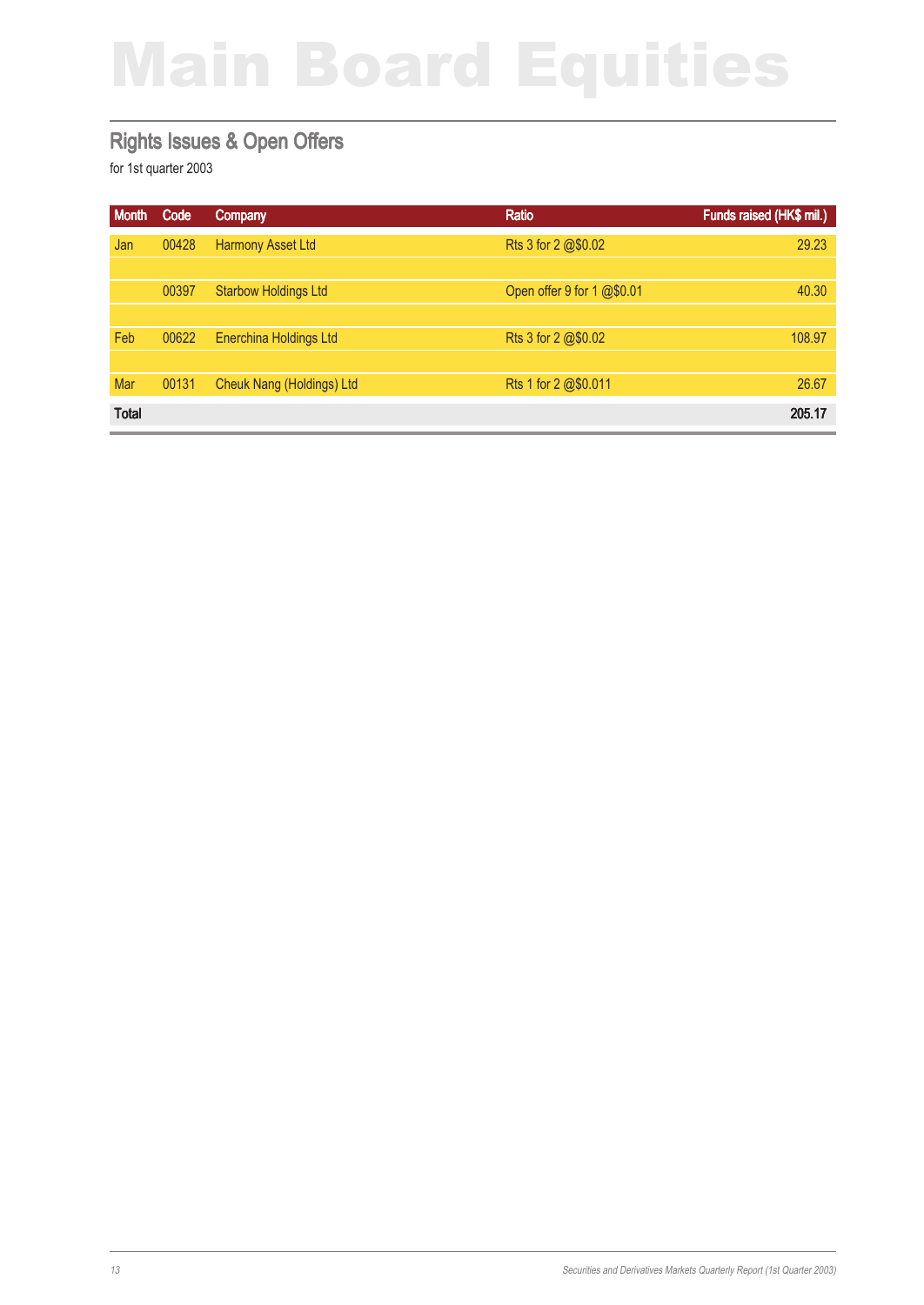# Main Board Equities

## Rights Issues & Open Offers

for 1st quarter 2003

| Month | Code | Company | Ratio | Funds raised (HK$ mil.) |
|---|---|---|---|---|
| Jan | 00428 | Harmony Asset Ltd | Rts 3 for 2 @$0.02 | 29.23 |
| | 00397 | Starbow Holdings Ltd | Open offer 9 for 1 @$0.01 | 40.30 |
| Feb | 00622 | Enerchina Holdings Ltd | Rts 3 for 2 @$0.02 | 108.97 |
| Mar | 00131 | Cheuk Nang (Holdings) Ltd | Rts 1 for 2 @$0.011 | 26.67 |
| **Total** | | | | **205.17** |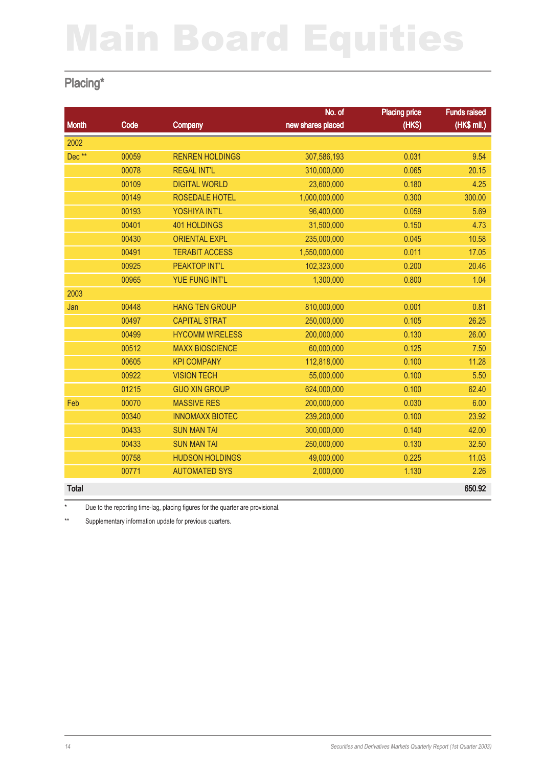# Main Board Equities

## Placing*

| Month | Code | Company | No. of new shares placed | Placing price (HK$) | Funds raised (HK$ mil.) |
|---|---|---|---|---|---|
| 2002 | | | | | |
| Dec ** | 00059 | RENREN HOLDINGS | 307,586,193 | 0.031 | 9.54 |
| | 00078 | REGAL INT'L | 310,000,000 | 0.065 | 20.15 |
| | 00109 | DIGITAL WORLD | 23,600,000 | 0.180 | 4.25 |
| | 00149 | ROSEDALE HOTEL | 1,000,000,000 | 0.300 | 300.00 |
| | 00193 | YOSHIYA INT'L | 96,400,000 | 0.059 | 5.69 |
| | 00401 | 401 HOLDINGS | 31,500,000 | 0.150 | 4.73 |
| | 00430 | ORIENTAL EXPL | 235,000,000 | 0.045 | 10.58 |
| | 00491 | TERABIT ACCESS | 1,550,000,000 | 0.011 | 17.05 |
| | 00925 | PEAKTOP INT'L | 102,323,000 | 0.200 | 20.46 |
| | 00965 | YUE FUNG INT'L | 1,300,000 | 0.800 | 1.04 |
| 2003 | | | | | |
| Jan | 00448 | HANG TEN GROUP | 810,000,000 | 0.001 | 0.81 |
| | 00497 | CAPITAL STRAT | 250,000,000 | 0.105 | 26.25 |
| | 00499 | HYCOMM WIRELESS | 200,000,000 | 0.130 | 26.00 |
| | 00512 | MAXX BIOSCIENCE | 60,000,000 | 0.125 | 7.50 |
| | 00605 | KPI COMPANY | 112,818,000 | 0.100 | 11.28 |
| | 00922 | VISION TECH | 55,000,000 | 0.100 | 5.50 |
| | 01215 | GUO XIN GROUP | 624,000,000 | 0.100 | 62.40 |
| Feb | 00070 | MASSIVE RES | 200,000,000 | 0.030 | 6.00 |
| | 00340 | INNOMAXX BIOTEC | 239,200,000 | 0.100 | 23.92 |
| | 00433 | SUN MAN TAI | 300,000,000 | 0.140 | 42.00 |
| | 00433 | SUN MAN TAI | 250,000,000 | 0.130 | 32.50 |
| | 00758 | HUDSON HOLDINGS | 49,000,000 | 0.225 | 11.03 |
| | 00771 | AUTOMATED SYS | 2,000,000 | 1.130 | 2.26 |
| **Total** | | | | | **650.92** |

\* Due to the reporting time-lag, placing figures for the quarter are provisional.

** Supplementary information update for previous quarters.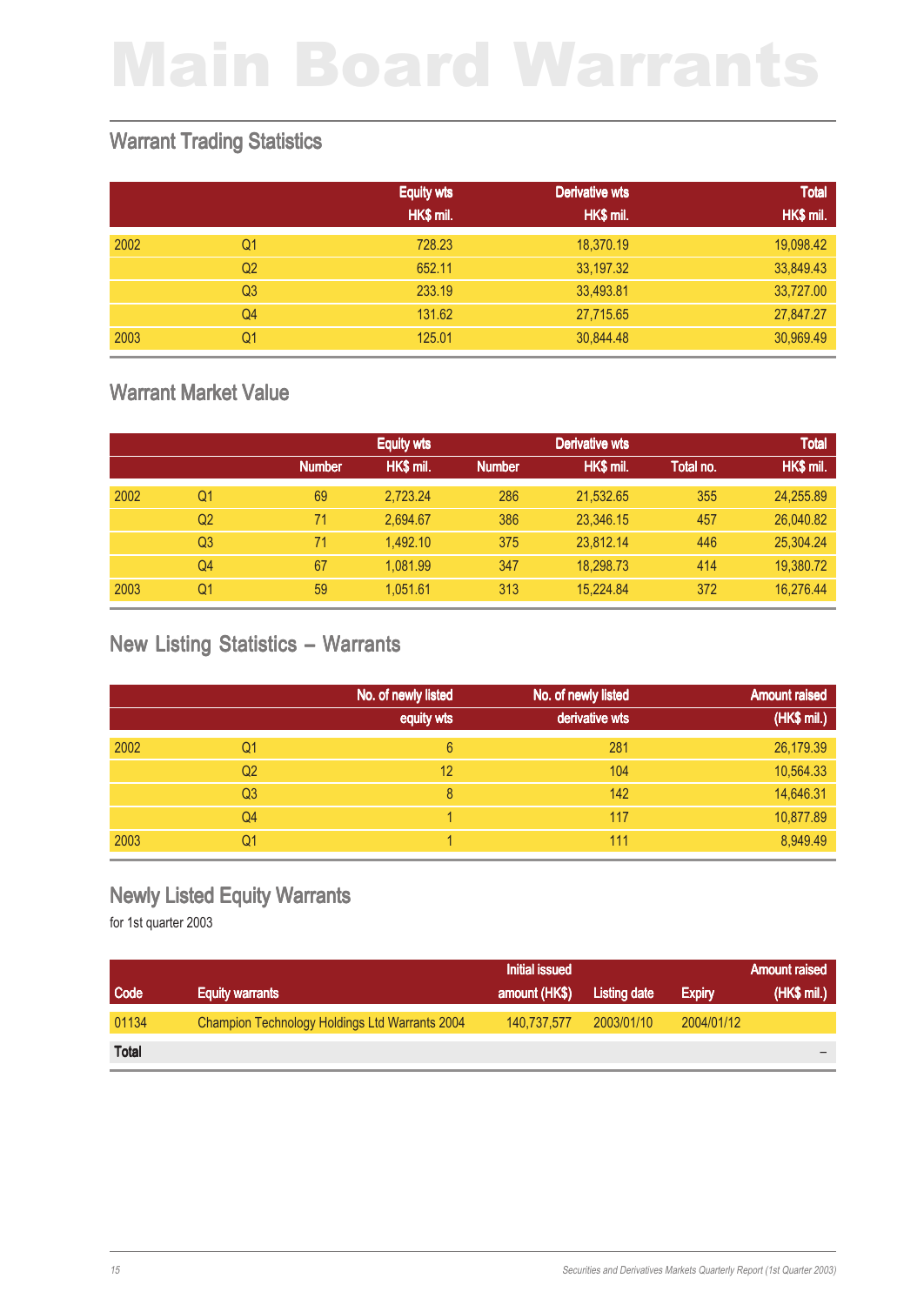# Main Board Warrants

## Warrant Trading Statistics

| | | Equity wts HK$ mil. | Derivative wts HK$ mil. | Total HK$ mil. |
|---|---|---|---|---|
| 2002 | Q1 | 728.23 | 18,370.19 | 19,098.42 |
| | Q2 | 652.11 | 33,197.32 | 33,849.43 |
| | Q3 | 233.19 | 33,493.81 | 33,727.00 |
| | Q4 | 131.62 | 27,715.65 | 27,847.27 |
| 2003 | Q1 | 125.01 | 30,844.48 | 30,969.49 |

## Warrant Market Value

| | | Equity wts | | Derivative wts | | Total | |
|---|---|---|---|---|---|---|---|
| | | Number | HK$ mil. | Number | HK$ mil. | Total no. | HK$ mil. |
| 2002 | Q1 | 69 | 2,723.24 | 286 | 21,532.65 | 355 | 24,255.89 |
| | Q2 | 71 | 2,694.67 | 386 | 23,346.15 | 457 | 26,040.82 |
| | Q3 | 71 | 1,492.10 | 375 | 23,812.14 | 446 | 25,304.24 |
| | Q4 | 67 | 1,081.99 | 347 | 18,298.73 | 414 | 19,380.72 |
| 2003 | Q1 | 59 | 1,051.61 | 313 | 15,224.84 | 372 | 16,276.44 |

## New Listing Statistics – Warrants

| | | No. of newly listed equity wts | No. of newly listed derivative wts | Amount raised (HK$ mil.) |
|---|---|---|---|---|
| 2002 | Q1 | 6 | 281 | 26,179.39 |
| | Q2 | 12 | 104 | 10,564.33 |
| | Q3 | 8 | 142 | 14,646.31 |
| | Q4 | 1 | 117 | 10,877.89 |
| 2003 | Q1 | 1 | 111 | 8,949.49 |

## Newly Listed Equity Warrants

for 1st quarter 2003

| Code | Equity warrants | Initial issued amount (HK$) | Listing date | Expiry | Amount raised (HK$ mil.) |
|---|---|---|---|---|---|
| 01134 | Champion Technology Holdings Ltd Warrants 2004 | 140,737,577 | 2003/01/10 | 2004/01/12 | |
| **Total** | | | | | – |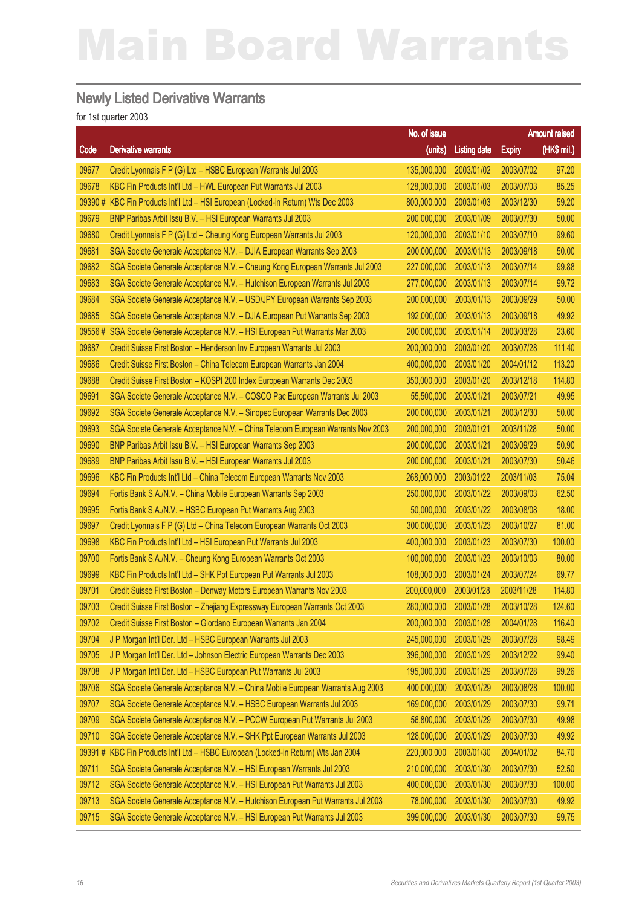# Main Board Warrants

## Newly Listed Derivative Warrants

for 1st quarter 2003

| Code | Derivative warrants | No. of issue (units) | Listing date | Expiry | Amount raised (HK$ mil.) |
|---|---|---|---|---|---|
| 09677 | Credit Lyonnais F P (G) Ltd – HSBC European Warrants Jul 2003 | 135,000,000 | 2003/01/02 | 2003/07/02 | 97.20 |
| 09678 | KBC Fin Products Int'l Ltd – HWL European Put Warrants Jul 2003 | 128,000,000 | 2003/01/03 | 2003/07/03 | 85.25 |
| 09390 # | KBC Fin Products Int'l Ltd – HSI European (Locked-in Return) Wts Dec 2003 | 800,000,000 | 2003/01/03 | 2003/12/30 | 59.20 |
| 09679 | BNP Paribas Arbit Issu B.V. – HSI European Warrants Jul 2003 | 200,000,000 | 2003/01/09 | 2003/07/30 | 50.00 |
| 09680 | Credit Lyonnais F P (G) Ltd – Cheung Kong European Warrants Jul 2003 | 120,000,000 | 2003/01/10 | 2003/07/10 | 99.60 |
| 09681 | SGA Societe Generale Acceptance N.V. – DJIA European Warrants Sep 2003 | 200,000,000 | 2003/01/13 | 2003/09/18 | 50.00 |
| 09682 | SGA Societe Generale Acceptance N.V. – Cheung Kong European Warrants Jul 2003 | 227,000,000 | 2003/01/13 | 2003/07/14 | 99.88 |
| 09683 | SGA Societe Generale Acceptance N.V. – Hutchison European Warrants Jul 2003 | 277,000,000 | 2003/01/13 | 2003/07/14 | 99.72 |
| 09684 | SGA Societe Generale Acceptance N.V. – USD/JPY European Warrants Sep 2003 | 200,000,000 | 2003/01/13 | 2003/09/29 | 50.00 |
| 09685 | SGA Societe Generale Acceptance N.V. – DJIA European Put Warrants Sep 2003 | 192,000,000 | 2003/01/13 | 2003/09/18 | 49.92 |
| 09556 # | SGA Societe Generale Acceptance N.V. – HSI European Put Warrants Mar 2003 | 200,000,000 | 2003/01/14 | 2003/03/28 | 23.60 |
| 09687 | Credit Suisse First Boston – Henderson Inv European Warrants Jul 2003 | 200,000,000 | 2003/01/20 | 2003/07/28 | 111.40 |
| 09686 | Credit Suisse First Boston – China Telecom European Warrants Jan 2004 | 400,000,000 | 2003/01/20 | 2004/01/12 | 113.20 |
| 09688 | Credit Suisse First Boston – KOSPI 200 Index European Warrants Dec 2003 | 350,000,000 | 2003/01/20 | 2003/12/18 | 114.80 |
| 09691 | SGA Societe Generale Acceptance N.V. – COSCO Pac European Warrants Jul 2003 | 55,500,000 | 2003/01/21 | 2003/07/21 | 49.95 |
| 09692 | SGA Societe Generale Acceptance N.V. – Sinopec European Warrants Dec 2003 | 200,000,000 | 2003/01/21 | 2003/12/30 | 50.00 |
| 09693 | SGA Societe Generale Acceptance N.V. – China Telecom European Warrants Nov 2003 | 200,000,000 | 2003/01/21 | 2003/11/28 | 50.00 |
| 09690 | BNP Paribas Arbit Issu B.V. – HSI European Warrants Sep 2003 | 200,000,000 | 2003/01/21 | 2003/09/29 | 50.90 |
| 09689 | BNP Paribas Arbit Issu B.V. – HSI European Warrants Jul 2003 | 200,000,000 | 2003/01/21 | 2003/07/30 | 50.46 |
| 09696 | KBC Fin Products Int'l Ltd – China Telecom European Warrants Nov 2003 | 268,000,000 | 2003/01/22 | 2003/11/03 | 75.04 |
| 09694 | Fortis Bank S.A./N.V. – China Mobile European Warrants Sep 2003 | 250,000,000 | 2003/01/22 | 2003/09/03 | 62.50 |
| 09695 | Fortis Bank S.A./N.V. – HSBC European Put Warrants Aug 2003 | 50,000,000 | 2003/01/22 | 2003/08/08 | 18.00 |
| 09697 | Credit Lyonnais F P (G) Ltd – China Telecom European Warrants Oct 2003 | 300,000,000 | 2003/01/23 | 2003/10/27 | 81.00 |
| 09698 | KBC Fin Products Int'l Ltd – HSI European Put Warrants Jul 2003 | 400,000,000 | 2003/01/23 | 2003/07/30 | 100.00 |
| 09700 | Fortis Bank S.A./N.V. – Cheung Kong European Warrants Oct 2003 | 100,000,000 | 2003/01/23 | 2003/10/03 | 80.00 |
| 09699 | KBC Fin Products Int'l Ltd – SHK Ppt European Put Warrants Jul 2003 | 108,000,000 | 2003/01/24 | 2003/07/24 | 69.77 |
| 09701 | Credit Suisse First Boston – Denway Motors European Warrants Nov 2003 | 200,000,000 | 2003/01/28 | 2003/11/28 | 114.80 |
| 09703 | Credit Suisse First Boston – Zhejiang Expressway European Warrants Oct 2003 | 280,000,000 | 2003/01/28 | 2003/10/28 | 124.60 |
| 09702 | Credit Suisse First Boston – Giordano European Warrants Jan 2004 | 200,000,000 | 2003/01/28 | 2004/01/28 | 116.40 |
| 09704 | J P Morgan Int'l Der. Ltd – HSBC European Warrants Jul 2003 | 245,000,000 | 2003/01/29 | 2003/07/28 | 98.49 |
| 09705 | J P Morgan Int'l Der. Ltd – Johnson Electric European Warrants Dec 2003 | 396,000,000 | 2003/01/29 | 2003/12/22 | 99.40 |
| 09708 | J P Morgan Int'l Der. Ltd – HSBC European Put Warrants Jul 2003 | 195,000,000 | 2003/01/29 | 2003/07/28 | 99.26 |
| 09706 | SGA Societe Generale Acceptance N.V. – China Mobile European Warrants Aug 2003 | 400,000,000 | 2003/01/29 | 2003/08/28 | 100.00 |
| 09707 | SGA Societe Generale Acceptance N.V. – HSBC European Warrants Jul 2003 | 169,000,000 | 2003/01/29 | 2003/07/30 | 99.71 |
| 09709 | SGA Societe Generale Acceptance N.V. – PCCW European Put Warrants Jul 2003 | 56,800,000 | 2003/01/29 | 2003/07/30 | 49.98 |
| 09710 | SGA Societe Generale Acceptance N.V. – SHK Ppt European Warrants Jul 2003 | 128,000,000 | 2003/01/29 | 2003/07/30 | 49.92 |
| 09391 # | KBC Fin Products Int'l Ltd – HSBC European (Locked-in Return) Wts Jan 2004 | 220,000,000 | 2003/01/30 | 2004/01/02 | 84.70 |
| 09711 | SGA Societe Generale Acceptance N.V. – HSI European Warrants Jul 2003 | 210,000,000 | 2003/01/30 | 2003/07/30 | 52.50 |
| 09712 | SGA Societe Generale Acceptance N.V. – HSI European Put Warrants Jul 2003 | 400,000,000 | 2003/01/30 | 2003/07/30 | 100.00 |
| 09713 | SGA Societe Generale Acceptance N.V. – Hutchison European Put Warrants Jul 2003 | 78,000,000 | 2003/01/30 | 2003/07/30 | 49.92 |
| 09715 | SGA Societe Generale Acceptance N.V. – HSI European Put Warrants Jul 2003 | 399,000,000 | 2003/01/30 | 2003/07/30 | 99.75 |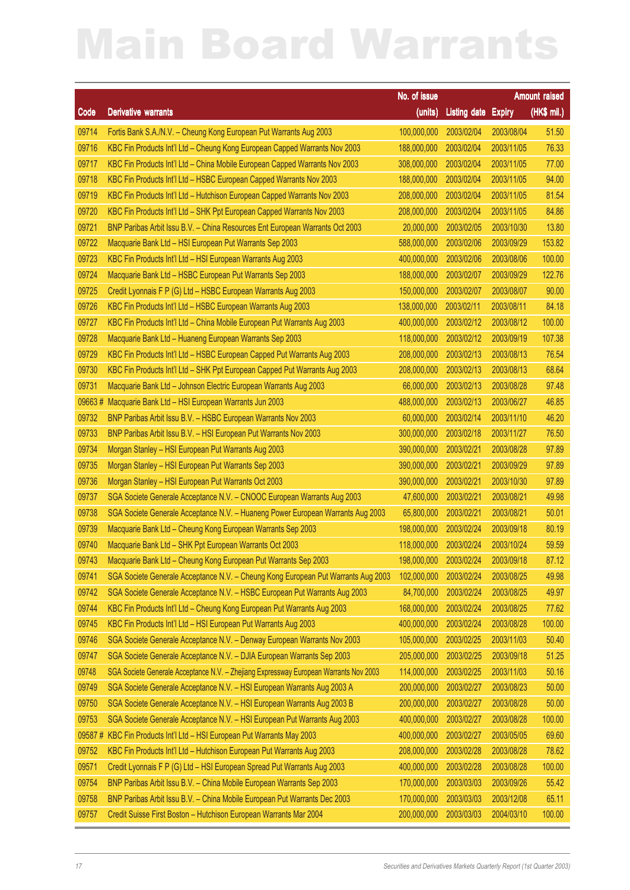# Main Board Warrants

| Code | Derivative warrants | No. of issue (units) | Listing date | Expiry | Amount raised (HK$ mil.) |
|---|---|---|---|---|---|
| 09714 | Fortis Bank S.A./N.V. – Cheung Kong European Put Warrants Aug 2003 | 100,000,000 | 2003/02/04 | 2003/08/04 | 51.50 |
| 09716 | KBC Fin Products Int'l Ltd – Cheung Kong European Capped Warrants Nov 2003 | 188,000,000 | 2003/02/04 | 2003/11/05 | 76.33 |
| 09717 | KBC Fin Products Int'l Ltd – China Mobile European Capped Warrants Nov 2003 | 308,000,000 | 2003/02/04 | 2003/11/05 | 77.00 |
| 09718 | KBC Fin Products Int'l Ltd – HSBC European Capped Warrants Nov 2003 | 188,000,000 | 2003/02/04 | 2003/11/05 | 94.00 |
| 09719 | KBC Fin Products Int'l Ltd – Hutchison European Capped Warrants Nov 2003 | 208,000,000 | 2003/02/04 | 2003/11/05 | 81.54 |
| 09720 | KBC Fin Products Int'l Ltd – SHK Ppt European Capped Warrants Nov 2003 | 208,000,000 | 2003/02/04 | 2003/11/05 | 84.86 |
| 09721 | BNP Paribas Arbit Issu B.V. – China Resources Ent European Warrants Oct 2003 | 20,000,000 | 2003/02/05 | 2003/10/30 | 13.80 |
| 09722 | Macquarie Bank Ltd – HSI European Put Warrants Sep 2003 | 588,000,000 | 2003/02/06 | 2003/09/29 | 153.82 |
| 09723 | KBC Fin Products Int'l Ltd – HSI European Warrants Aug 2003 | 400,000,000 | 2003/02/06 | 2003/08/06 | 100.00 |
| 09724 | Macquarie Bank Ltd – HSBC European Put Warrants Sep 2003 | 188,000,000 | 2003/02/07 | 2003/09/29 | 122.76 |
| 09725 | Credit Lyonnais F P (G) Ltd – HSBC European Warrants Aug 2003 | 150,000,000 | 2003/02/07 | 2003/08/07 | 90.00 |
| 09726 | KBC Fin Products Int'l Ltd – HSBC European Warrants Aug 2003 | 138,000,000 | 2003/02/11 | 2003/08/11 | 84.18 |
| 09727 | KBC Fin Products Int'l Ltd – China Mobile European Put Warrants Aug 2003 | 400,000,000 | 2003/02/12 | 2003/08/12 | 100.00 |
| 09728 | Macquarie Bank Ltd – Huaneng European Warrants Sep 2003 | 118,000,000 | 2003/02/12 | 2003/09/19 | 107.38 |
| 09729 | KBC Fin Products Int'l Ltd – HSBC European Capped Put Warrants Aug 2003 | 208,000,000 | 2003/02/13 | 2003/08/13 | 76.54 |
| 09730 | KBC Fin Products Int'l Ltd – SHK Ppt European Capped Put Warrants Aug 2003 | 208,000,000 | 2003/02/13 | 2003/08/13 | 68.64 |
| 09731 | Macquarie Bank Ltd – Johnson Electric European Warrants Aug 2003 | 66,000,000 | 2003/02/13 | 2003/08/28 | 97.48 |
| 09663 # | Macquarie Bank Ltd – HSI European Warrants Jun 2003 | 488,000,000 | 2003/02/13 | 2003/06/27 | 46.85 |
| 09732 | BNP Paribas Arbit Issu B.V. – HSBC European Warrants Nov 2003 | 60,000,000 | 2003/02/14 | 2003/11/10 | 46.20 |
| 09733 | BNP Paribas Arbit Issu B.V. – HSI European Put Warrants Nov 2003 | 300,000,000 | 2003/02/18 | 2003/11/27 | 76.50 |
| 09734 | Morgan Stanley – HSI European Put Warrants Aug 2003 | 390,000,000 | 2003/02/21 | 2003/08/28 | 97.89 |
| 09735 | Morgan Stanley – HSI European Put Warrants Sep 2003 | 390,000,000 | 2003/02/21 | 2003/09/29 | 97.89 |
| 09736 | Morgan Stanley – HSI European Put Warrants Oct 2003 | 390,000,000 | 2003/02/21 | 2003/10/30 | 97.89 |
| 09737 | SGA Societe Generale Acceptance N.V. – CNOOC European Warrants Aug 2003 | 47,600,000 | 2003/02/21 | 2003/08/21 | 49.98 |
| 09738 | SGA Societe Generale Acceptance N.V. – Huaneng Power European Warrants Aug 2003 | 65,800,000 | 2003/02/21 | 2003/08/21 | 50.01 |
| 09739 | Macquarie Bank Ltd – Cheung Kong European Warrants Sep 2003 | 198,000,000 | 2003/02/24 | 2003/09/18 | 80.19 |
| 09740 | Macquarie Bank Ltd – SHK Ppt European Warrants Oct 2003 | 118,000,000 | 2003/02/24 | 2003/10/24 | 59.59 |
| 09743 | Macquarie Bank Ltd – Cheung Kong European Put Warrants Sep 2003 | 198,000,000 | 2003/02/24 | 2003/09/18 | 87.12 |
| 09741 | SGA Societe Generale Acceptance N.V. – Cheung Kong European Put Warrants Aug 2003 | 102,000,000 | 2003/02/24 | 2003/08/25 | 49.98 |
| 09742 | SGA Societe Generale Acceptance N.V. – HSBC European Put Warrants Aug 2003 | 84,700,000 | 2003/02/24 | 2003/08/25 | 49.97 |
| 09744 | KBC Fin Products Int'l Ltd – Cheung Kong European Put Warrants Aug 2003 | 168,000,000 | 2003/02/24 | 2003/08/25 | 77.62 |
| 09745 | KBC Fin Products Int'l Ltd – HSI European Put Warrants Aug 2003 | 400,000,000 | 2003/02/24 | 2003/08/28 | 100.00 |
| 09746 | SGA Societe Generale Acceptance N.V. – Denway European Warrants Nov 2003 | 105,000,000 | 2003/02/25 | 2003/11/03 | 50.40 |
| 09747 | SGA Societe Generale Acceptance N.V. – DJIA European Warrants Sep 2003 | 205,000,000 | 2003/02/25 | 2003/09/18 | 51.25 |
| 09748 | SGA Societe Generale Acceptance N.V. – Zhejiang Expressway European Warrants Nov 2003 | 114,000,000 | 2003/02/25 | 2003/11/03 | 50.16 |
| 09749 | SGA Societe Generale Acceptance N.V. – HSI European Warrants Aug 2003 A | 200,000,000 | 2003/02/27 | 2003/08/23 | 50.00 |
| 09750 | SGA Societe Generale Acceptance N.V. – HSI European Warrants Aug 2003 B | 200,000,000 | 2003/02/27 | 2003/08/28 | 50.00 |
| 09753 | SGA Societe Generale Acceptance N.V. – HSI European Put Warrants Aug 2003 | 400,000,000 | 2003/02/27 | 2003/08/28 | 100.00 |
| 09587 # | KBC Fin Products Int'l Ltd – HSI European Put Warrants May 2003 | 400,000,000 | 2003/02/27 | 2003/05/05 | 69.60 |
| 09752 | KBC Fin Products Int'l Ltd – Hutchison European Put Warrants Aug 2003 | 208,000,000 | 2003/02/28 | 2003/08/28 | 78.62 |
| 09571 | Credit Lyonnais F P (G) Ltd – HSI European Spread Put Warrants Aug 2003 | 400,000,000 | 2003/02/28 | 2003/08/28 | 100.00 |
| 09754 | BNP Paribas Arbit Issu B.V. – China Mobile European Warrants Sep 2003 | 170,000,000 | 2003/03/03 | 2003/09/26 | 55.42 |
| 09758 | BNP Paribas Arbit Issu B.V. – China Mobile European Put Warrants Dec 2003 | 170,000,000 | 2003/03/03 | 2003/12/08 | 65.11 |
| 09757 | Credit Suisse First Boston – Hutchison European Warrants Mar 2004 | 200,000,000 | 2003/03/03 | 2004/03/10 | 100.00 |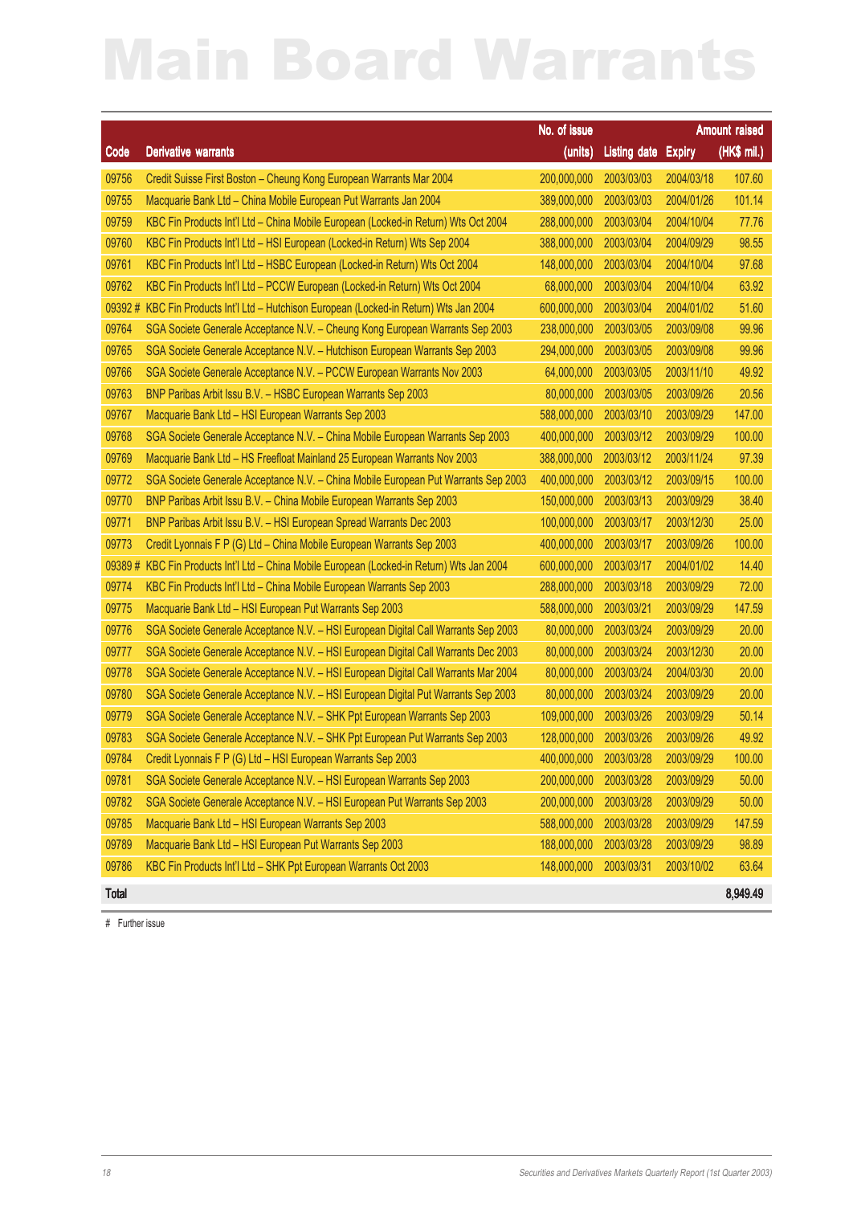# Main Board Warrants

| Code | Derivative warrants | No. of issue (units) | Listing date | Expiry | Amount raised (HK$ mil.) |
|---|---|---|---|---|---|
| 09756 | Credit Suisse First Boston – Cheung Kong European Warrants Mar 2004 | 200,000,000 | 2003/03/03 | 2004/03/18 | 107.60 |
| 09755 | Macquarie Bank Ltd – China Mobile European Put Warrants Jan 2004 | 389,000,000 | 2003/03/03 | 2004/01/26 | 101.14 |
| 09759 | KBC Fin Products Int'l Ltd – China Mobile European (Locked-in Return) Wts Oct 2004 | 288,000,000 | 2003/03/04 | 2004/10/04 | 77.76 |
| 09760 | KBC Fin Products Int'l Ltd – HSI European (Locked-in Return) Wts Sep 2004 | 388,000,000 | 2003/03/04 | 2004/09/29 | 98.55 |
| 09761 | KBC Fin Products Int'l Ltd – HSBC European (Locked-in Return) Wts Oct 2004 | 148,000,000 | 2003/03/04 | 2004/10/04 | 97.68 |
| 09762 | KBC Fin Products Int'l Ltd – PCCW European (Locked-in Return) Wts Oct 2004 | 68,000,000 | 2003/03/04 | 2004/10/04 | 63.92 |
| 09392 # | KBC Fin Products Int'l Ltd – Hutchison European (Locked-in Return) Wts Jan 2004 | 600,000,000 | 2003/03/04 | 2004/01/02 | 51.60 |
| 09764 | SGA Societe Generale Acceptance N.V. – Cheung Kong European Warrants Sep 2003 | 238,000,000 | 2003/03/05 | 2003/09/08 | 99.96 |
| 09765 | SGA Societe Generale Acceptance N.V. – Hutchison European Warrants Sep 2003 | 294,000,000 | 2003/03/05 | 2003/09/08 | 99.96 |
| 09766 | SGA Societe Generale Acceptance N.V. – PCCW European Warrants Nov 2003 | 64,000,000 | 2003/03/05 | 2003/11/10 | 49.92 |
| 09763 | BNP Paribas Arbit Issu B.V. – HSBC European Warrants Sep 2003 | 80,000,000 | 2003/03/05 | 2003/09/26 | 20.56 |
| 09767 | Macquarie Bank Ltd – HSI European Warrants Sep 2003 | 588,000,000 | 2003/03/10 | 2003/09/29 | 147.00 |
| 09768 | SGA Societe Generale Acceptance N.V. – China Mobile European Warrants Sep 2003 | 400,000,000 | 2003/03/12 | 2003/09/29 | 100.00 |
| 09769 | Macquarie Bank Ltd – HS Freefloat Mainland 25 European Warrants Nov 2003 | 388,000,000 | 2003/03/12 | 2003/11/24 | 97.39 |
| 09772 | SGA Societe Generale Acceptance N.V. – China Mobile European Put Warrants Sep 2003 | 400,000,000 | 2003/03/12 | 2003/09/15 | 100.00 |
| 09770 | BNP Paribas Arbit Issu B.V. – China Mobile European Warrants Sep 2003 | 150,000,000 | 2003/03/13 | 2003/09/29 | 38.40 |
| 09771 | BNP Paribas Arbit Issu B.V. – HSI European Spread Warrants Dec 2003 | 100,000,000 | 2003/03/17 | 2003/12/30 | 25.00 |
| 09773 | Credit Lyonnais F P (G) Ltd – China Mobile European Warrants Sep 2003 | 400,000,000 | 2003/03/17 | 2003/09/26 | 100.00 |
| 09389 # | KBC Fin Products Int'l Ltd – China Mobile European (Locked-in Return) Wts Jan 2004 | 600,000,000 | 2003/03/17 | 2004/01/02 | 14.40 |
| 09774 | KBC Fin Products Int'l Ltd – China Mobile European Warrants Sep 2003 | 288,000,000 | 2003/03/18 | 2003/09/29 | 72.00 |
| 09775 | Macquarie Bank Ltd – HSI European Put Warrants Sep 2003 | 588,000,000 | 2003/03/21 | 2003/09/29 | 147.59 |
| 09776 | SGA Societe Generale Acceptance N.V. – HSI European Digital Call Warrants Sep 2003 | 80,000,000 | 2003/03/24 | 2003/09/29 | 20.00 |
| 09777 | SGA Societe Generale Acceptance N.V. – HSI European Digital Call Warrants Dec 2003 | 80,000,000 | 2003/03/24 | 2003/12/30 | 20.00 |
| 09778 | SGA Societe Generale Acceptance N.V. – HSI European Digital Call Warrants Mar 2004 | 80,000,000 | 2003/03/24 | 2004/03/30 | 20.00 |
| 09780 | SGA Societe Generale Acceptance N.V. – HSI European Digital Put Warrants Sep 2003 | 80,000,000 | 2003/03/24 | 2003/09/29 | 20.00 |
| 09779 | SGA Societe Generale Acceptance N.V. – SHK Ppt European Warrants Sep 2003 | 109,000,000 | 2003/03/26 | 2003/09/29 | 50.14 |
| 09783 | SGA Societe Generale Acceptance N.V. – SHK Ppt European Put Warrants Sep 2003 | 128,000,000 | 2003/03/26 | 2003/09/26 | 49.92 |
| 09784 | Credit Lyonnais F P (G) Ltd – HSI European Warrants Sep 2003 | 400,000,000 | 2003/03/28 | 2003/09/29 | 100.00 |
| 09781 | SGA Societe Generale Acceptance N.V. – HSI European Warrants Sep 2003 | 200,000,000 | 2003/03/28 | 2003/09/29 | 50.00 |
| 09782 | SGA Societe Generale Acceptance N.V. – HSI European Put Warrants Sep 2003 | 200,000,000 | 2003/03/28 | 2003/09/29 | 50.00 |
| 09785 | Macquarie Bank Ltd – HSI European Warrants Sep 2003 | 588,000,000 | 2003/03/28 | 2003/09/29 | 147.59 |
| 09789 | Macquarie Bank Ltd – HSI European Put Warrants Sep 2003 | 188,000,000 | 2003/03/28 | 2003/09/29 | 98.89 |
| 09786 | KBC Fin Products Int'l Ltd – SHK Ppt European Warrants Oct 2003 | 148,000,000 | 2003/03/31 | 2003/10/02 | 63.64 |
| **Total** | | | | | **8,949.49** |

# Further issue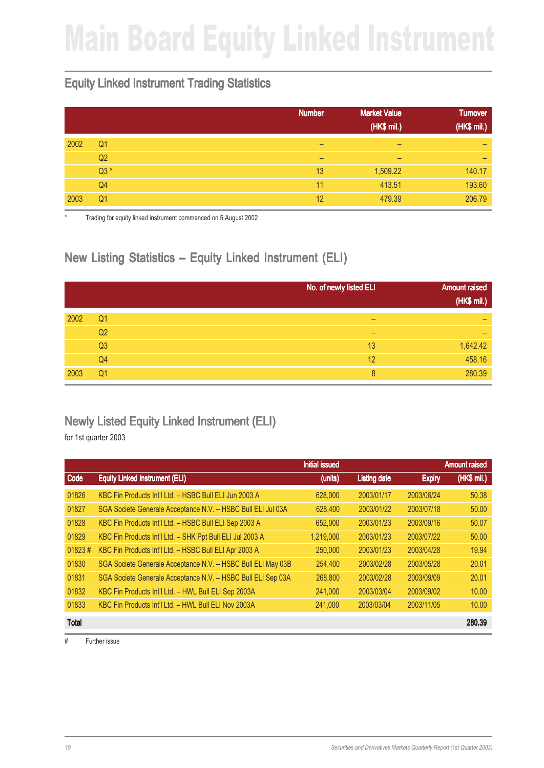# Main Board Equity Linked Instrument

## Equity Linked Instrument Trading Statistics

| | | Number | Market Value (HK$ mil.) | Turnover (HK$ mil.) |
|---|---|---|---|---|
| 2002 | Q1 | – | – | – |
| | Q2 | – | – | – |
| | Q3 * | 13 | 1,509.22 | 140.17 |
| | Q4 | 11 | 413.51 | 193.60 |
| 2003 | Q1 | 12 | 479.39 | 206.79 |

\* Trading for equity linked instrument commenced on 5 August 2002

## New Listing Statistics – Equity Linked Instrument (ELI)

| | | No. of newly listed ELI | Amount raised (HK$ mil.) |
|---|---|---|---|
| 2002 | Q1 | – | – |
| | Q2 | – | – |
| | Q3 | 13 | 1,642.42 |
| | Q4 | 12 | 458.16 |
| 2003 | Q1 | 8 | 280.39 |

## Newly Listed Equity Linked Instrument (ELI)

for 1st quarter 2003

| Code | Equity Linked Instrument (ELI) | Initial issued (units) | Listing date | Expiry | Amount raised (HK$ mil.) |
|---|---|---|---|---|---|
| 01826 | KBC Fin Products Int'l Ltd. – HSBC Bull ELI Jun 2003 A | 628,000 | 2003/01/17 | 2003/06/24 | 50.38 |
| 01827 | SGA Societe Generale Acceptance N.V. – HSBC Bull ELI Jul 03A | 628,400 | 2003/01/22 | 2003/07/18 | 50.00 |
| 01828 | KBC Fin Products Int'l Ltd. – HSBC Bull ELI Sep 2003 A | 652,000 | 2003/01/23 | 2003/09/16 | 50.07 |
| 01829 | KBC Fin Products Int'l Ltd. – SHK Ppt Bull ELI Jul 2003 A | 1,219,000 | 2003/01/23 | 2003/07/22 | 50.00 |
| 01823 # | KBC Fin Products Int'l Ltd. – HSBC Bull ELI Apr 2003 A | 250,000 | 2003/01/23 | 2003/04/28 | 19.94 |
| 01830 | SGA Societe Generale Acceptance N.V. – HSBC Bull ELI May 03B | 254,400 | 2003/02/28 | 2003/05/28 | 20.01 |
| 01831 | SGA Societe Generale Acceptance N.V. – HSBC Bull ELI Sep 03A | 268,800 | 2003/02/28 | 2003/09/09 | 20.01 |
| 01832 | KBC Fin Products Int'l Ltd. – HWL Bull ELI Sep 2003A | 241,000 | 2003/03/04 | 2003/09/02 | 10.00 |
| 01833 | KBC Fin Products Int'l Ltd. – HWL Bull ELI Nov 2003A | 241,000 | 2003/03/04 | 2003/11/05 | 10.00 |
| **Total** | | | | | **280.39** |

# Further issue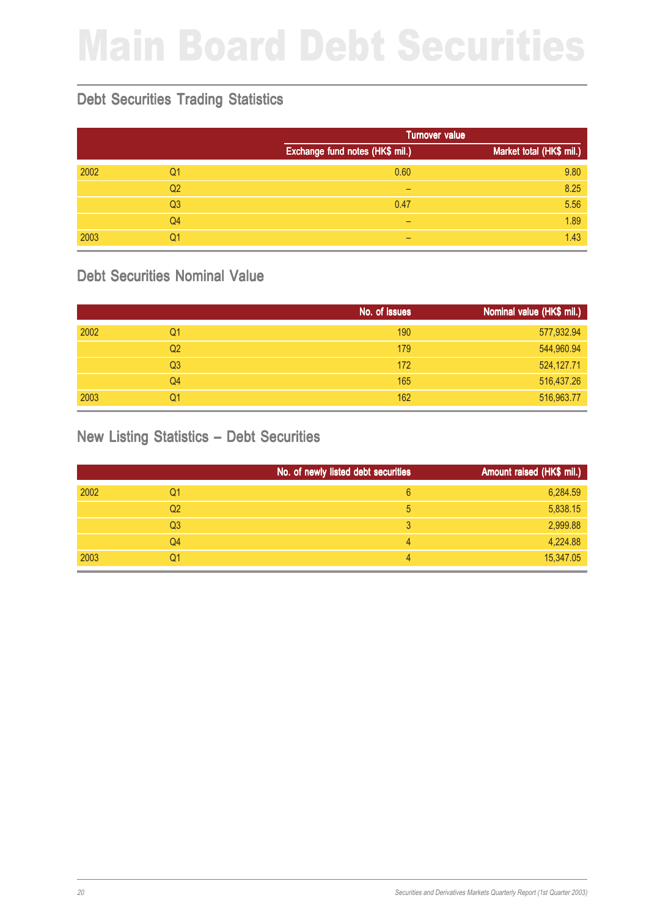# Main Board Debt Securities

## Debt Securities Trading Statistics

| | | Turnover value | |
|---|---|---|---|
| | | Exchange fund notes (HK$ mil.) | Market total (HK$ mil.) |
| 2002 | Q1 | 0.60 | 9.80 |
| | Q2 | – | 8.25 |
| | Q3 | 0.47 | 5.56 |
| | Q4 | – | 1.89 |
| 2003 | Q1 | – | 1.43 |

## Debt Securities Nominal Value

| | | No. of issues | Nominal value (HK$ mil.) |
|---|---|---|---|
| 2002 | Q1 | 190 | 577,932.94 |
| | Q2 | 179 | 544,960.94 |
| | Q3 | 172 | 524,127.71 |
| | Q4 | 165 | 516,437.26 |
| 2003 | Q1 | 162 | 516,963.77 |

## New Listing Statistics – Debt Securities

| | | No. of newly listed debt securities | Amount raised (HK$ mil.) |
|---|---|---|---|
| 2002 | Q1 | 6 | 6,284.59 |
| | Q2 | 5 | 5,838.15 |
| | Q3 | 3 | 2,999.88 |
| | Q4 | 4 | 4,224.88 |
| 2003 | Q1 | 4 | 15,347.05 |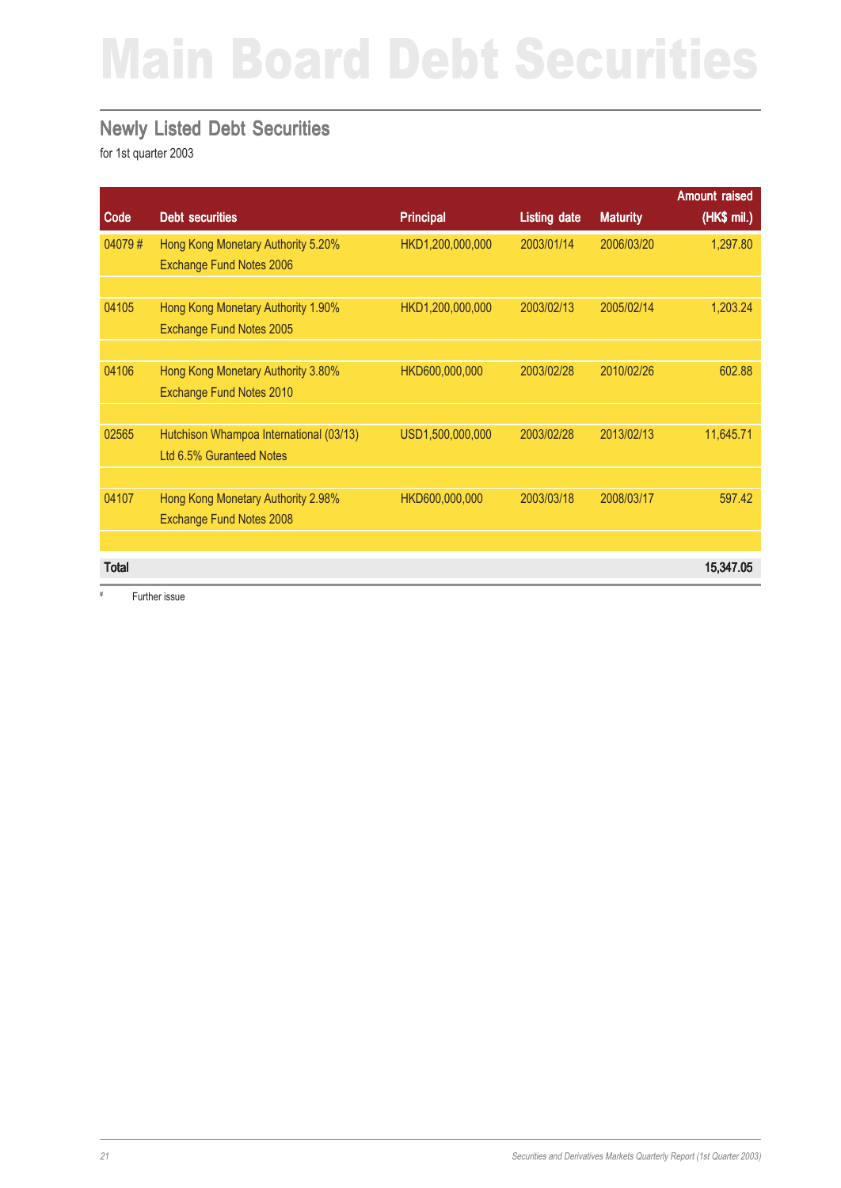# Main Board Debt Securities

## Newly Listed Debt Securities

for 1st quarter 2003

| Code | Debt securities | Principal | Listing date | Maturity | Amount raised (HK$ mil.) |
|---|---|---|---|---|---|
| 04079 # | Hong Kong Monetary Authority 5.20% Exchange Fund Notes 2006 | HKD1,200,000,000 | 2003/01/14 | 2006/03/20 | 1,297.80 |
| 04105 | Hong Kong Monetary Authority 1.90% Exchange Fund Notes 2005 | HKD1,200,000,000 | 2003/02/13 | 2005/02/14 | 1,203.24 |
| 04106 | Hong Kong Monetary Authority 3.80% Exchange Fund Notes 2010 | HKD600,000,000 | 2003/02/28 | 2010/02/26 | 602.88 |
| 02565 | Hutchison Whampoa International (03/13) Ltd 6.5% Guranteed Notes | USD1,500,000,000 | 2003/02/28 | 2013/02/13 | 11,645.71 |
| 04107 | Hong Kong Monetary Authority 2.98% Exchange Fund Notes 2008 | HKD600,000,000 | 2003/03/18 | 2008/03/17 | 597.42 |
| **Total** | | | | | **15,347.05** |

\# Further issue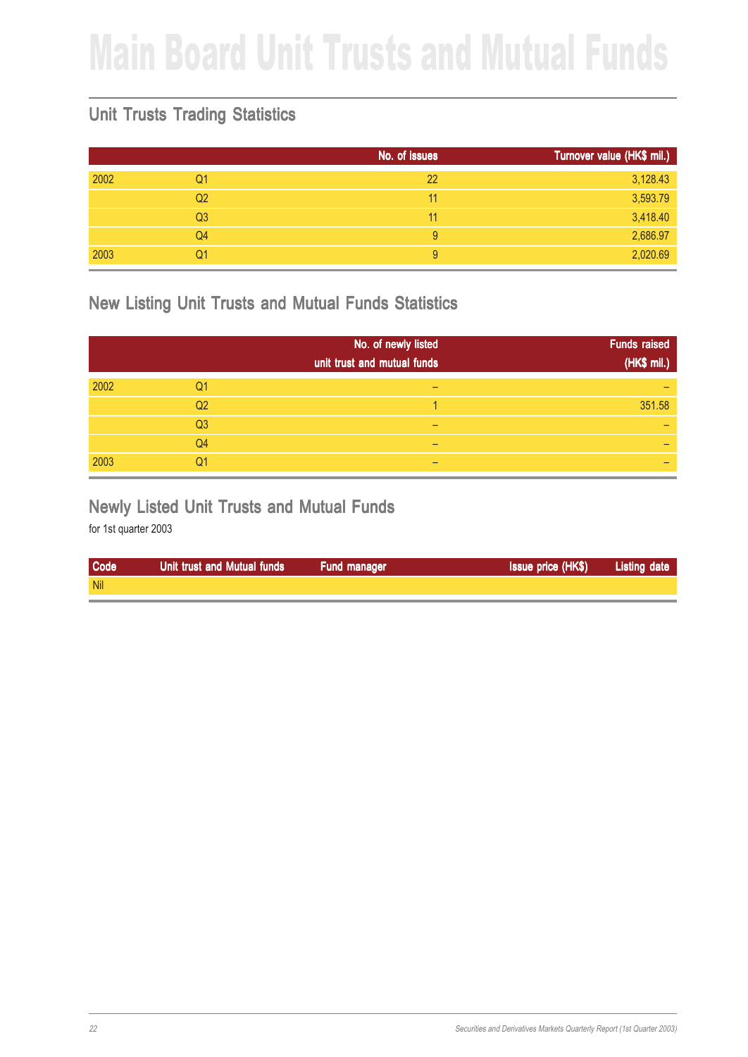# Main Board Unit Trusts and Mutual Funds

## Unit Trusts Trading Statistics

| | | No. of issues | Turnover value (HK$ mil.) |
|---|---|---|---|
| 2002 | Q1 | 22 | 3,128.43 |
| | Q2 | 11 | 3,593.79 |
| | Q3 | 11 | 3,418.40 |
| | Q4 | 9 | 2,686.97 |
| 2003 | Q1 | 9 | 2,020.69 |

## New Listing Unit Trusts and Mutual Funds Statistics

| | | No. of newly listed unit trust and mutual funds | Funds raised (HK$ mil.) |
|---|---|---|---|
| 2002 | Q1 | – | – |
| | Q2 | 1 | 351.58 |
| | Q3 | – | – |
| | Q4 | – | – |
| 2003 | Q1 | – | – |

## Newly Listed Unit Trusts and Mutual Funds

for 1st quarter 2003

| Code | Unit trust and Mutual funds | Fund manager | Issue price (HK$) | Listing date |
|---|---|---|---|---|
| Nil | | | | |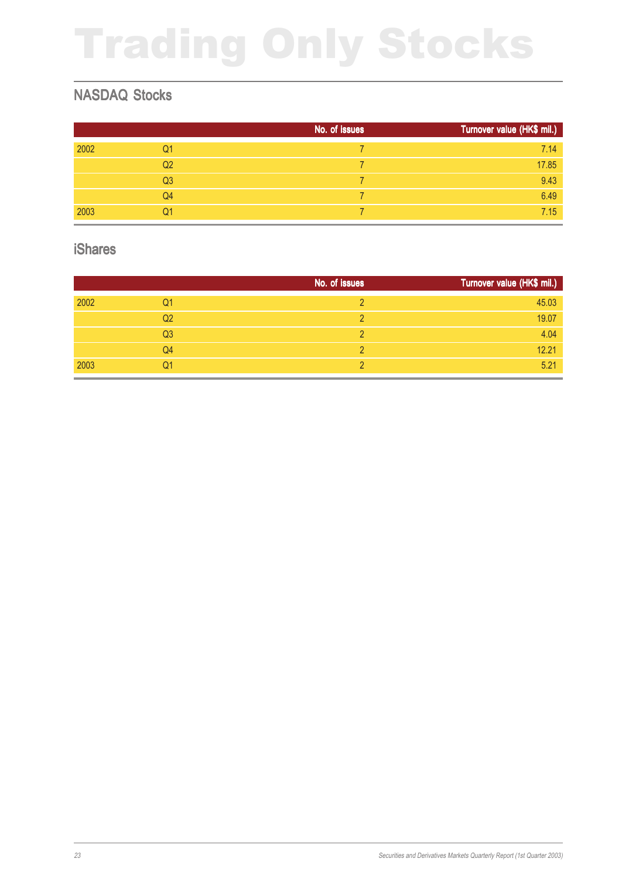# Trading Only Stocks

## NASDAQ Stocks

| | | No. of issues | Turnover value (HK$ mil.) |
|---|---|---|---|
| 2002 | Q1 | 7 | 7.14 |
| | Q2 | 7 | 17.85 |
| | Q3 | 7 | 9.43 |
| | Q4 | 7 | 6.49 |
| 2003 | Q1 | 7 | 7.15 |

## iShares

| | | No. of issues | Turnover value (HK$ mil.) |
|---|---|---|---|
| 2002 | Q1 | 2 | 45.03 |
| | Q2 | 2 | 19.07 |
| | Q3 | 2 | 4.04 |
| | Q4 | 2 | 12.21 |
| 2003 | Q1 | 2 | 5.21 |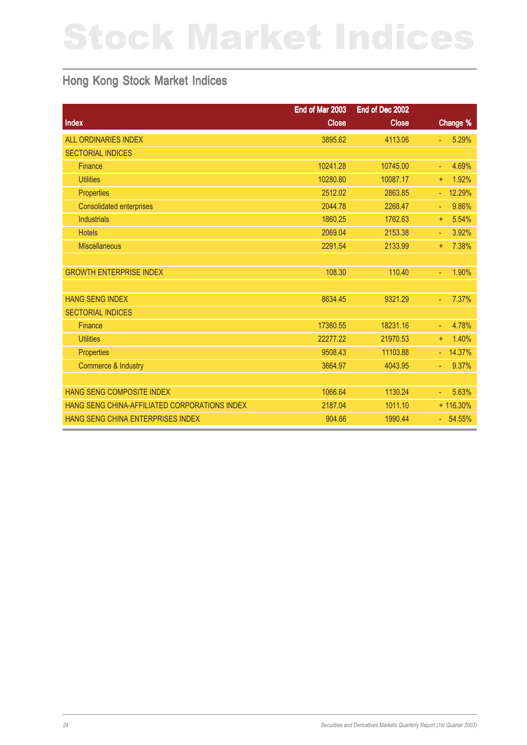# Stock Market Indices

## Hong Kong Stock Market Indices

| Index | End of Mar 2003 Close | End of Dec 2002 Close | Change % |
|---|---|---|---|
| ALL ORDINARIES INDEX | 3895.62 | 4113.06 | - 5.29% |
| SECTORIAL INDICES | | | |
| Finance | 10241.28 | 10745.00 | - 4.69% |
| Utilities | 10280.80 | 10087.17 | + 1.92% |
| Properties | 2512.02 | 2863.85 | - 12.29% |
| Consolidated enterprises | 2044.78 | 2268.47 | - 9.86% |
| Industrials | 1860.25 | 1762.63 | + 5.54% |
| Hotels | 2069.04 | 2153.38 | - 3.92% |
| Miscellaneous | 2291.54 | 2133.99 | + 7.38% |
| | | | |
| GROWTH ENTERPRISE INDEX | 108.30 | 110.40 | - 1.90% |
| | | | |
| HANG SENG INDEX | 8634.45 | 9321.29 | - 7.37% |
| SECTORIAL INDICES | | | |
| Finance | 17360.55 | 18231.16 | - 4.78% |
| Utilities | 22277.22 | 21970.53 | + 1.40% |
| Properties | 9508.43 | 11103.88 | - 14.37% |
| Commerce & Industry | 3664.97 | 4043.95 | - 9.37% |
| | | | |
| HANG SENG COMPOSITE INDEX | 1066.64 | 1130.24 | - 5.63% |
| HANG SENG CHINA-AFFILIATED CORPORATIONS INDEX | 2187.04 | 1011.10 | + 116.30% |
| HANG SENG CHINA ENTERPRISES INDEX | 904.66 | 1990.44 | - 54.55% |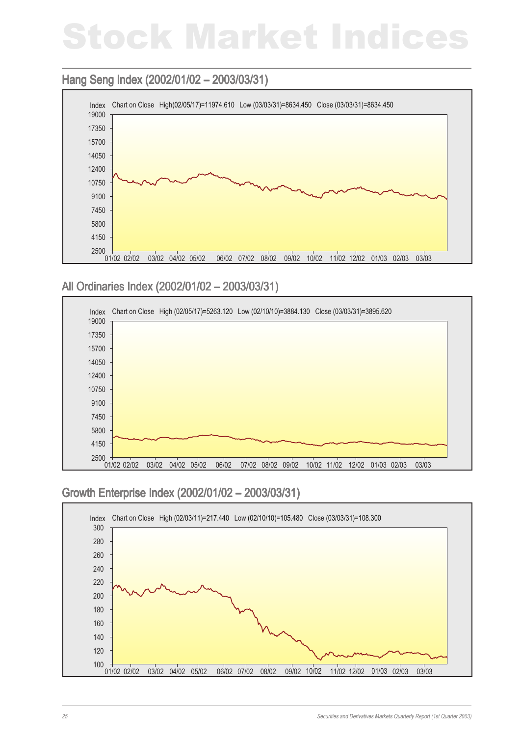# Stock Market Indices

## Hang Seng Index (2002/01/02 – 2003/03/31)

Index Chart on Close High(02/05/17)=11974.610 Low (03/03/31)=8634.450 Close (03/03/31)=8634.450

## All Ordinaries Index (2002/01/02 – 2003/03/31)

Index Chart on Close High (02/05/17)=5263.120 Low (02/10/10)=3884.130 Close (03/03/31)=3895.620

## Growth Enterprise Index (2002/01/02 – 2003/03/31)

Index Chart on Close High (02/03/11)=217.440 Low (02/10/10)=105.480 Close (03/03/31)=108.300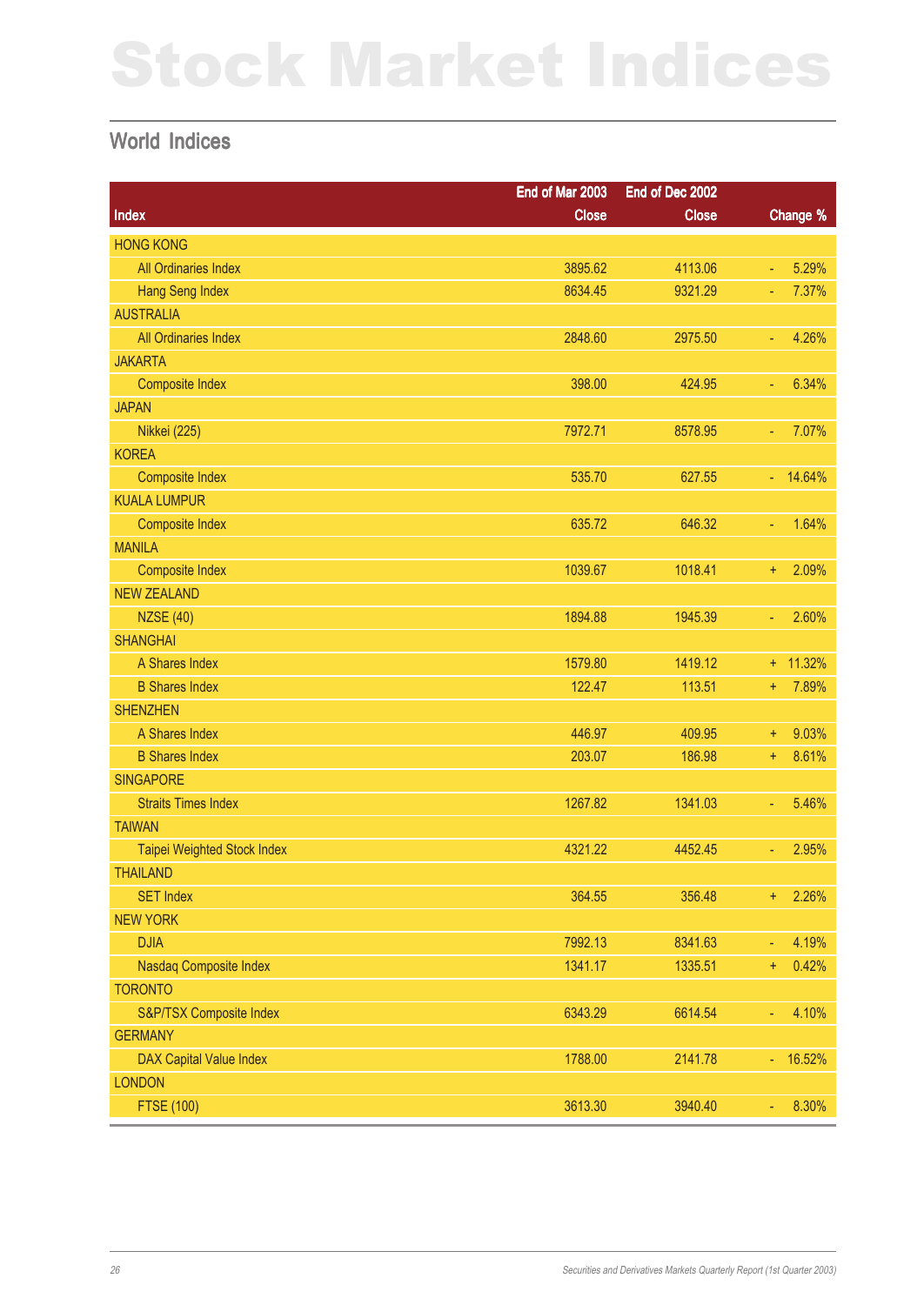# Stock Market Indices

## World Indices

| Index | End of Mar 2003 Close | End of Dec 2002 Close | Change % |
|---|---|---|---|
| HONG KONG | | | |
| All Ordinaries Index | 3895.62 | 4113.06 | - 5.29% |
| Hang Seng Index | 8634.45 | 9321.29 | - 7.37% |
| AUSTRALIA | | | |
| All Ordinaries Index | 2848.60 | 2975.50 | - 4.26% |
| JAKARTA | | | |
| Composite Index | 398.00 | 424.95 | - 6.34% |
| JAPAN | | | |
| Nikkei (225) | 7972.71 | 8578.95 | - 7.07% |
| KOREA | | | |
| Composite Index | 535.70 | 627.55 | - 14.64% |
| KUALA LUMPUR | | | |
| Composite Index | 635.72 | 646.32 | - 1.64% |
| MANILA | | | |
| Composite Index | 1039.67 | 1018.41 | + 2.09% |
| NEW ZEALAND | | | |
| NZSE (40) | 1894.88 | 1945.39 | - 2.60% |
| SHANGHAI | | | |
| A Shares Index | 1579.80 | 1419.12 | + 11.32% |
| B Shares Index | 122.47 | 113.51 | + 7.89% |
| SHENZHEN | | | |
| A Shares Index | 446.97 | 409.95 | + 9.03% |
| B Shares Index | 203.07 | 186.98 | + 8.61% |
| SINGAPORE | | | |
| Straits Times Index | 1267.82 | 1341.03 | - 5.46% |
| TAIWAN | | | |
| Taipei Weighted Stock Index | 4321.22 | 4452.45 | - 2.95% |
| THAILAND | | | |
| SET Index | 364.55 | 356.48 | + 2.26% |
| NEW YORK | | | |
| DJIA | 7992.13 | 8341.63 | - 4.19% |
| Nasdaq Composite Index | 1341.17 | 1335.51 | + 0.42% |
| TORONTO | | | |
| S&P/TSX Composite Index | 6343.29 | 6614.54 | - 4.10% |
| GERMANY | | | |
| DAX Capital Value Index | 1788.00 | 2141.78 | - 16.52% |
| LONDON | | | |
| FTSE (100) | 3613.30 | 3940.40 | - 8.30% |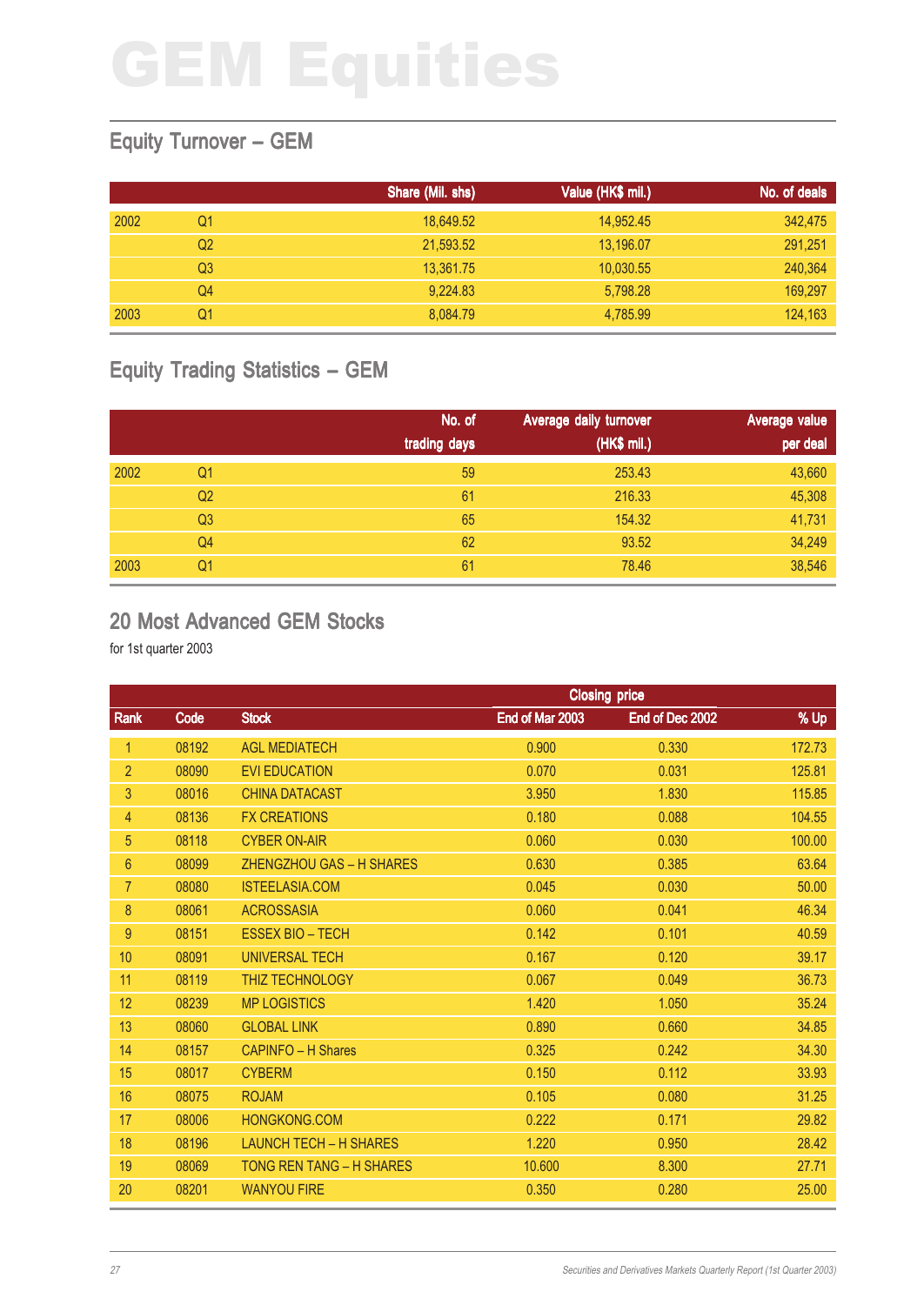# GEM Equities

## Equity Turnover – GEM

| | | Share (Mil. shs) | Value (HK$ mil.) | No. of deals |
|---|---|---|---|---|
| 2002 | Q1 | 18,649.52 | 14,952.45 | 342,475 |
| | Q2 | 21,593.52 | 13,196.07 | 291,251 |
| | Q3 | 13,361.75 | 10,030.55 | 240,364 |
| | Q4 | 9,224.83 | 5,798.28 | 169,297 |
| 2003 | Q1 | 8,084.79 | 4,785.99 | 124,163 |

## Equity Trading Statistics – GEM

| | | No. of trading days | Average daily turnover (HK$ mil.) | Average value per deal |
|---|---|---|---|---|
| 2002 | Q1 | 59 | 253.43 | 43,660 |
| | Q2 | 61 | 216.33 | 45,308 |
| | Q3 | 65 | 154.32 | 41,731 |
| | Q4 | 62 | 93.52 | 34,249 |
| 2003 | Q1 | 61 | 78.46 | 38,546 |

## 20 Most Advanced GEM Stocks

for 1st quarter 2003

| | | | Closing price | | |
|---|---|---|---|---|---|
| Rank | Code | Stock | End of Mar 2003 | End of Dec 2002 | % Up |
| 1 | 08192 | AGL MEDIATECH | 0.900 | 0.330 | 172.73 |
| 2 | 08090 | EVI EDUCATION | 0.070 | 0.031 | 125.81 |
| 3 | 08016 | CHINA DATACAST | 3.950 | 1.830 | 115.85 |
| 4 | 08136 | FX CREATIONS | 0.180 | 0.088 | 104.55 |
| 5 | 08118 | CYBER ON-AIR | 0.060 | 0.030 | 100.00 |
| 6 | 08099 | ZHENGZHOU GAS – H SHARES | 0.630 | 0.385 | 63.64 |
| 7 | 08080 | ISTEELASIA.COM | 0.045 | 0.030 | 50.00 |
| 8 | 08061 | ACROSSASIA | 0.060 | 0.041 | 46.34 |
| 9 | 08151 | ESSEX BIO – TECH | 0.142 | 0.101 | 40.59 |
| 10 | 08091 | UNIVERSAL TECH | 0.167 | 0.120 | 39.17 |
| 11 | 08119 | THIZ TECHNOLOGY | 0.067 | 0.049 | 36.73 |
| 12 | 08239 | MP LOGISTICS | 1.420 | 1.050 | 35.24 |
| 13 | 08060 | GLOBAL LINK | 0.890 | 0.660 | 34.85 |
| 14 | 08157 | CAPINFO – H Shares | 0.325 | 0.242 | 34.30 |
| 15 | 08017 | CYBERM | 0.150 | 0.112 | 33.93 |
| 16 | 08075 | ROJAM | 0.105 | 0.080 | 31.25 |
| 17 | 08006 | HONGKONG.COM | 0.222 | 0.171 | 29.82 |
| 18 | 08196 | LAUNCH TECH – H SHARES | 1.220 | 0.950 | 28.42 |
| 19 | 08069 | TONG REN TANG – H SHARES | 10.600 | 8.300 | 27.71 |
| 20 | 08201 | WANYOU FIRE | 0.350 | 0.280 | 25.00 |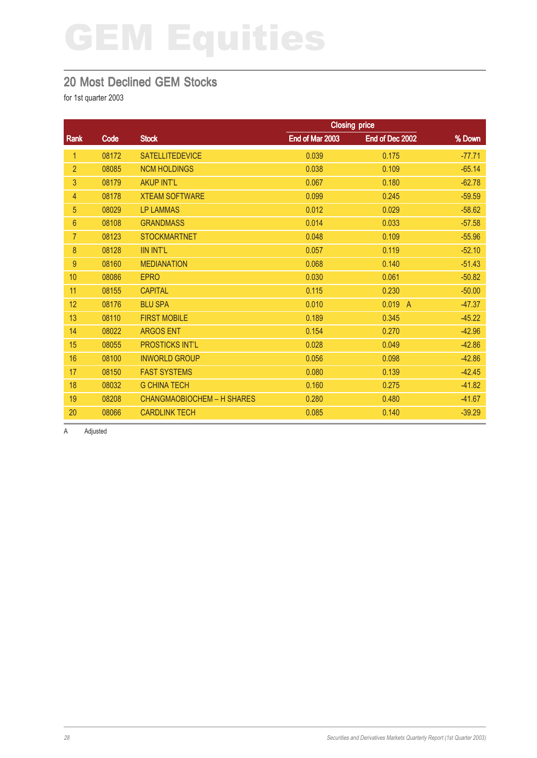# GEM Equities

## 20 Most Declined GEM Stocks

for 1st quarter 2003

| Rank | Code | Stock | Closing price | | % Down |
|---|---|---|---|---|---|
| | | | End of Mar 2003 | End of Dec 2002 | |
| 1 | 08172 | SATELLITEDEVICE | 0.039 | 0.175 | -77.71 |
| 2 | 08085 | NCM HOLDINGS | 0.038 | 0.109 | -65.14 |
| 3 | 08179 | AKUP INT'L | 0.067 | 0.180 | -62.78 |
| 4 | 08178 | XTEAM SOFTWARE | 0.099 | 0.245 | -59.59 |
| 5 | 08029 | LP LAMMAS | 0.012 | 0.029 | -58.62 |
| 6 | 08108 | GRANDMASS | 0.014 | 0.033 | -57.58 |
| 7 | 08123 | STOCKMARTNET | 0.048 | 0.109 | -55.96 |
| 8 | 08128 | IIN INT'L | 0.057 | 0.119 | -52.10 |
| 9 | 08160 | MEDIANATION | 0.068 | 0.140 | -51.43 |
| 10 | 08086 | EPRO | 0.030 | 0.061 | -50.82 |
| 11 | 08155 | CAPITAL | 0.115 | 0.230 | -50.00 |
| 12 | 08176 | BLU SPA | 0.010 | 0.019 A | -47.37 |
| 13 | 08110 | FIRST MOBILE | 0.189 | 0.345 | -45.22 |
| 14 | 08022 | ARGOS ENT | 0.154 | 0.270 | -42.96 |
| 15 | 08055 | PROSTICKS INT'L | 0.028 | 0.049 | -42.86 |
| 16 | 08100 | INWORLD GROUP | 0.056 | 0.098 | -42.86 |
| 17 | 08150 | FAST SYSTEMS | 0.080 | 0.139 | -42.45 |
| 18 | 08032 | G CHINA TECH | 0.160 | 0.275 | -41.82 |
| 19 | 08208 | CHANGMAOBIOCHEM – H SHARES | 0.280 | 0.480 | -41.67 |
| 20 | 08066 | CARDLINK TECH | 0.085 | 0.140 | -39.29 |

A Adjusted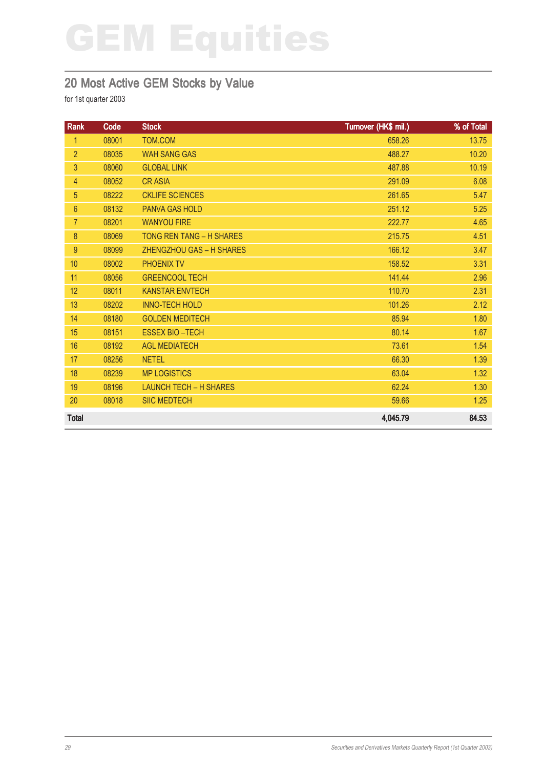# GEM Equities

## 20 Most Active GEM Stocks by Value

for 1st quarter 2003

| Rank | Code | Stock | Turnover (HK$ mil.) | % of Total |
|---|---|---|---|---|
| 1 | 08001 | TOM.COM | 658.26 | 13.75 |
| 2 | 08035 | WAH SANG GAS | 488.27 | 10.20 |
| 3 | 08060 | GLOBAL LINK | 487.88 | 10.19 |
| 4 | 08052 | CR ASIA | 291.09 | 6.08 |
| 5 | 08222 | CKLIFE SCIENCES | 261.65 | 5.47 |
| 6 | 08132 | PANVA GAS HOLD | 251.12 | 5.25 |
| 7 | 08201 | WANYOU FIRE | 222.77 | 4.65 |
| 8 | 08069 | TONG REN TANG – H SHARES | 215.75 | 4.51 |
| 9 | 08099 | ZHENGZHOU GAS – H SHARES | 166.12 | 3.47 |
| 10 | 08002 | PHOENIX TV | 158.52 | 3.31 |
| 11 | 08056 | GREENCOOL TECH | 141.44 | 2.96 |
| 12 | 08011 | KANSTAR ENVTECH | 110.70 | 2.31 |
| 13 | 08202 | INNO-TECH HOLD | 101.26 | 2.12 |
| 14 | 08180 | GOLDEN MEDITECH | 85.94 | 1.80 |
| 15 | 08151 | ESSEX BIO –TECH | 80.14 | 1.67 |
| 16 | 08192 | AGL MEDIATECH | 73.61 | 1.54 |
| 17 | 08256 | NETEL | 66.30 | 1.39 |
| 18 | 08239 | MP LOGISTICS | 63.04 | 1.32 |
| 19 | 08196 | LAUNCH TECH – H SHARES | 62.24 | 1.30 |
| 20 | 08018 | SIIC MEDTECH | 59.66 | 1.25 |
| **Total** | | | **4,045.79** | **84.53** |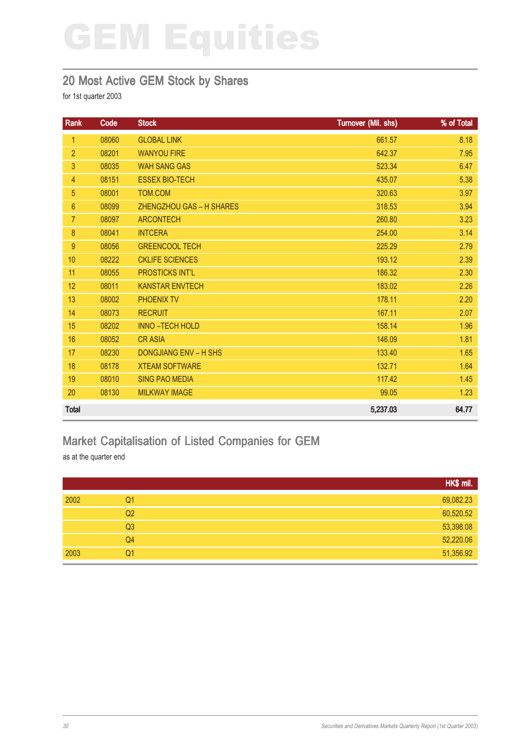# GEM Equities

## 20 Most Active GEM Stock by Shares

for 1st quarter 2003

| Rank | Code | Stock | Turnover (Mil. shs) | % of Total |
|---|---|---|---|---|
| 1 | 08060 | GLOBAL LINK | 661.57 | 8.18 |
| 2 | 08201 | WANYOU FIRE | 642.37 | 7.95 |
| 3 | 08035 | WAH SANG GAS | 523.34 | 6.47 |
| 4 | 08151 | ESSEX BIO-TECH | 435.07 | 5.38 |
| 5 | 08001 | TOM.COM | 320.63 | 3.97 |
| 6 | 08099 | ZHENGZHOU GAS – H SHARES | 318.53 | 3.94 |
| 7 | 08097 | ARCONTECH | 260.80 | 3.23 |
| 8 | 08041 | INTCERA | 254.00 | 3.14 |
| 9 | 08056 | GREENCOOL TECH | 225.29 | 2.79 |
| 10 | 08222 | CKLIFE SCIENCES | 193.12 | 2.39 |
| 11 | 08055 | PROSTICKS INT'L | 186.32 | 2.30 |
| 12 | 08011 | KANSTAR ENVTECH | 183.02 | 2.26 |
| 13 | 08002 | PHOENIX TV | 178.11 | 2.20 |
| 14 | 08073 | RECRUIT | 167.11 | 2.07 |
| 15 | 08202 | INNO –TECH HOLD | 158.14 | 1.96 |
| 16 | 08052 | CR ASIA | 146.09 | 1.81 |
| 17 | 08230 | DONGJIANG ENV – H SHS | 133.40 | 1.65 |
| 18 | 08178 | XTEAM SOFTWARE | 132.71 | 1.64 |
| 19 | 08010 | SING PAO MEDIA | 117.42 | 1.45 |
| 20 | 08130 | MILKWAY IMAGE | 99.05 | 1.23 |
| **Total** | | | **5,237.03** | **64.77** |

## Market Capitalisation of Listed Companies for GEM

as at the quarter end

| | | HK$ mil. |
|---|---|---|
| 2002 | Q1 | 69,082.23 |
| | Q2 | 60,520.52 |
| | Q3 | 53,398.08 |
| | Q4 | 52,220.06 |
| 2003 | Q1 | 51,356.92 |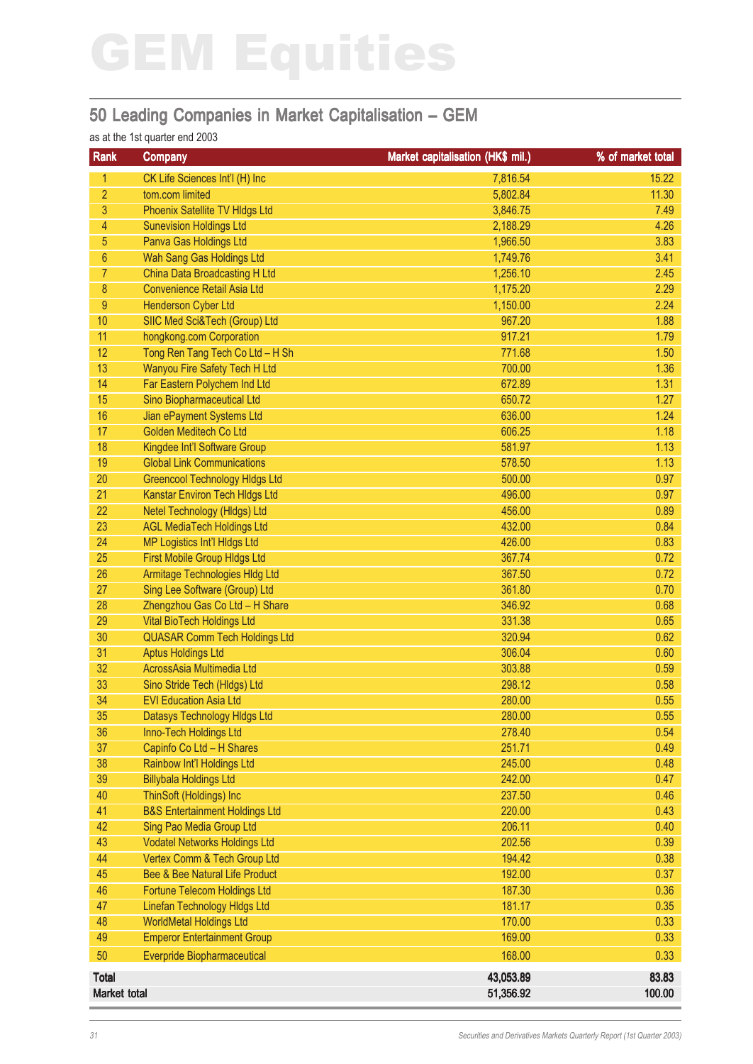# GEM Equities

## 50 Leading Companies in Market Capitalisation – GEM

as at the 1st quarter end 2003

| Rank | Company | Market capitalisation (HK$ mil.) | % of market total |
|---|---|---|---|
| 1 | CK Life Sciences Int'l (H) Inc | 7,816.54 | 15.22 |
| 2 | tom.com limited | 5,802.84 | 11.30 |
| 3 | Phoenix Satellite TV Hldgs Ltd | 3,846.75 | 7.49 |
| 4 | Sunevision Holdings Ltd | 2,188.29 | 4.26 |
| 5 | Panva Gas Holdings Ltd | 1,966.50 | 3.83 |
| 6 | Wah Sang Gas Holdings Ltd | 1,749.76 | 3.41 |
| 7 | China Data Broadcasting H Ltd | 1,256.10 | 2.45 |
| 8 | Convenience Retail Asia Ltd | 1,175.20 | 2.29 |
| 9 | Henderson Cyber Ltd | 1,150.00 | 2.24 |
| 10 | SIIC Med Sci&Tech (Group) Ltd | 967.20 | 1.88 |
| 11 | hongkong.com Corporation | 917.21 | 1.79 |
| 12 | Tong Ren Tang Tech Co Ltd – H Sh | 771.68 | 1.50 |
| 13 | Wanyou Fire Safety Tech H Ltd | 700.00 | 1.36 |
| 14 | Far Eastern Polychem Ind Ltd | 672.89 | 1.31 |
| 15 | Sino Biopharmaceutical Ltd | 650.72 | 1.27 |
| 16 | Jian ePayment Systems Ltd | 636.00 | 1.24 |
| 17 | Golden Meditech Co Ltd | 606.25 | 1.18 |
| 18 | Kingdee Int'l Software Group | 581.97 | 1.13 |
| 19 | Global Link Communications | 578.50 | 1.13 |
| 20 | Greencool Technology Hldgs Ltd | 500.00 | 0.97 |
| 21 | Kanstar Environ Tech Hldgs Ltd | 496.00 | 0.97 |
| 22 | Netel Technology (Hldgs) Ltd | 456.00 | 0.89 |
| 23 | AGL MediaTech Holdings Ltd | 432.00 | 0.84 |
| 24 | MP Logistics Int'l Hldgs Ltd | 426.00 | 0.83 |
| 25 | First Mobile Group Hldgs Ltd | 367.74 | 0.72 |
| 26 | Armitage Technologies Hldg Ltd | 367.50 | 0.72 |
| 27 | Sing Lee Software (Group) Ltd | 361.80 | 0.70 |
| 28 | Zhengzhou Gas Co Ltd – H Share | 346.92 | 0.68 |
| 29 | Vital BioTech Holdings Ltd | 331.38 | 0.65 |
| 30 | QUASAR Comm Tech Holdings Ltd | 320.94 | 0.62 |
| 31 | Aptus Holdings Ltd | 306.04 | 0.60 |
| 32 | AcrossAsia Multimedia Ltd | 303.88 | 0.59 |
| 33 | Sino Stride Tech (Hldgs) Ltd | 298.12 | 0.58 |
| 34 | EVI Education Asia Ltd | 280.00 | 0.55 |
| 35 | Datasys Technology Hldgs Ltd | 280.00 | 0.55 |
| 36 | Inno-Tech Holdings Ltd | 278.40 | 0.54 |
| 37 | Capinfo Co Ltd – H Shares | 251.71 | 0.49 |
| 38 | Rainbow Int'l Holdings Ltd | 245.00 | 0.48 |
| 39 | Billybala Holdings Ltd | 242.00 | 0.47 |
| 40 | ThinSoft (Holdings) Inc | 237.50 | 0.46 |
| 41 | B&S Entertainment Holdings Ltd | 220.00 | 0.43 |
| 42 | Sing Pao Media Group Ltd | 206.11 | 0.40 |
| 43 | Vodatel Networks Holdings Ltd | 202.56 | 0.39 |
| 44 | Vertex Comm & Tech Group Ltd | 194.42 | 0.38 |
| 45 | Bee & Bee Natural Life Product | 192.00 | 0.37 |
| 46 | Fortune Telecom Holdings Ltd | 187.30 | 0.36 |
| 47 | Linefan Technology Hldgs Ltd | 181.17 | 0.35 |
| 48 | WorldMetal Holdings Ltd | 170.00 | 0.33 |
| 49 | Emperor Entertainment Group | 169.00 | 0.33 |
| 50 | Everpride Biopharmaceutical | 168.00 | 0.33 |
| **Total** | | **43,053.89** | **83.83** |
| **Market total** | | **51,356.92** | **100.00** |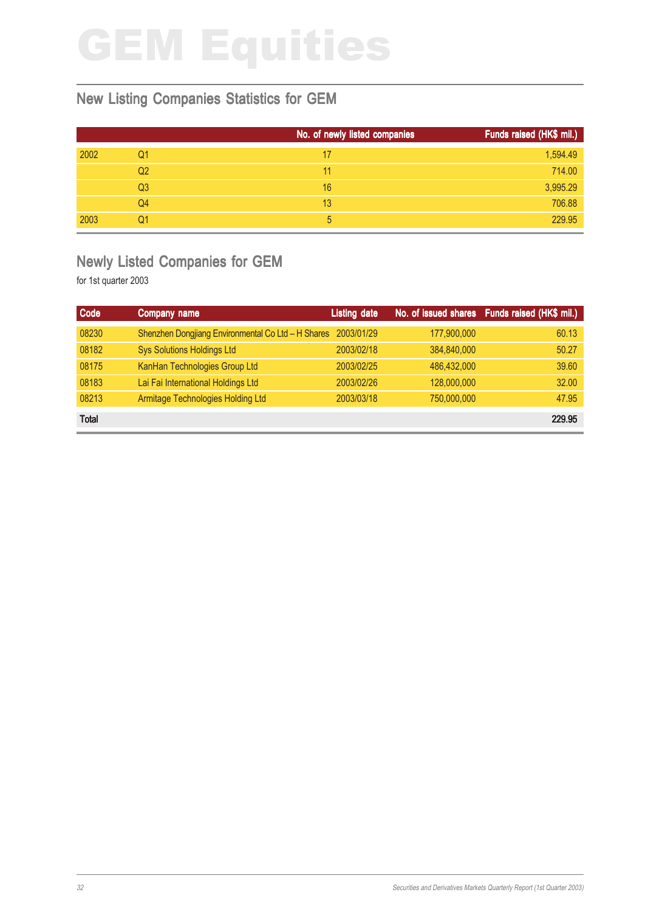# GEM Equities

## New Listing Companies Statistics for GEM

| | | No. of newly listed companies | Funds raised (HK$ mil.) |
|---|---|---|---|
| 2002 | Q1 | 17 | 1,594.49 |
| | Q2 | 11 | 714.00 |
| | Q3 | 16 | 3,995.29 |
| | Q4 | 13 | 706.88 |
| 2003 | Q1 | 5 | 229.95 |

## Newly Listed Companies for GEM

for 1st quarter 2003

| Code | Company name | Listing date | No. of issued shares | Funds raised (HK$ mil.) |
|---|---|---|---|---|
| 08230 | Shenzhen Dongjiang Environmental Co Ltd – H Shares | 2003/01/29 | 177,900,000 | 60.13 |
| 08182 | Sys Solutions Holdings Ltd | 2003/02/18 | 384,840,000 | 50.27 |
| 08175 | KanHan Technologies Group Ltd | 2003/02/25 | 486,432,000 | 39.60 |
| 08183 | Lai Fai International Holdings Ltd | 2003/02/26 | 128,000,000 | 32.00 |
| 08213 | Armitage Technologies Holding Ltd | 2003/03/18 | 750,000,000 | 47.95 |
| **Total** | | | | **229.95** |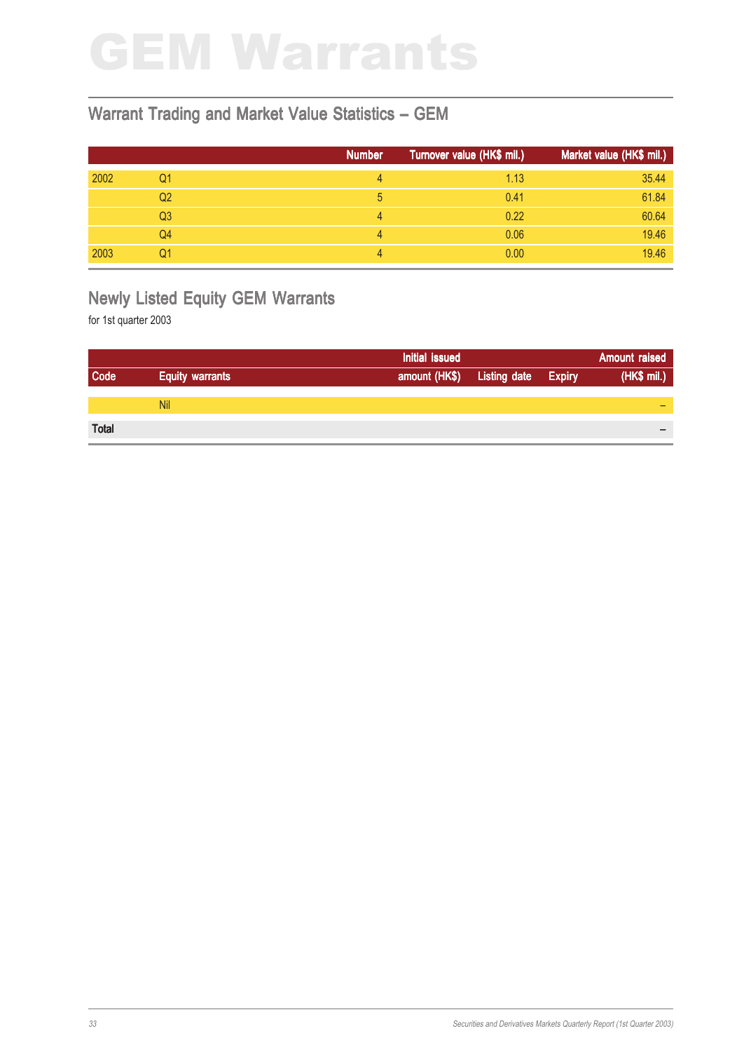# GEM Warrants

## Warrant Trading and Market Value Statistics – GEM

| | | Number | Turnover value (HK$ mil.) | Market value (HK$ mil.) |
|---|---|---|---|---|
| 2002 | Q1 | 4 | 1.13 | 35.44 |
| | Q2 | 5 | 0.41 | 61.84 |
| | Q3 | 4 | 0.22 | 60.64 |
| | Q4 | 4 | 0.06 | 19.46 |
| 2003 | Q1 | 4 | 0.00 | 19.46 |

## Newly Listed Equity GEM Warrants

for 1st quarter 2003

| Code | Equity warrants | Initial issued amount (HK$) | Listing date | Expiry | Amount raised (HK$ mil.) |
|---|---|---|---|---|---|
| | Nil | | | | – |
| **Total** | | | | | – |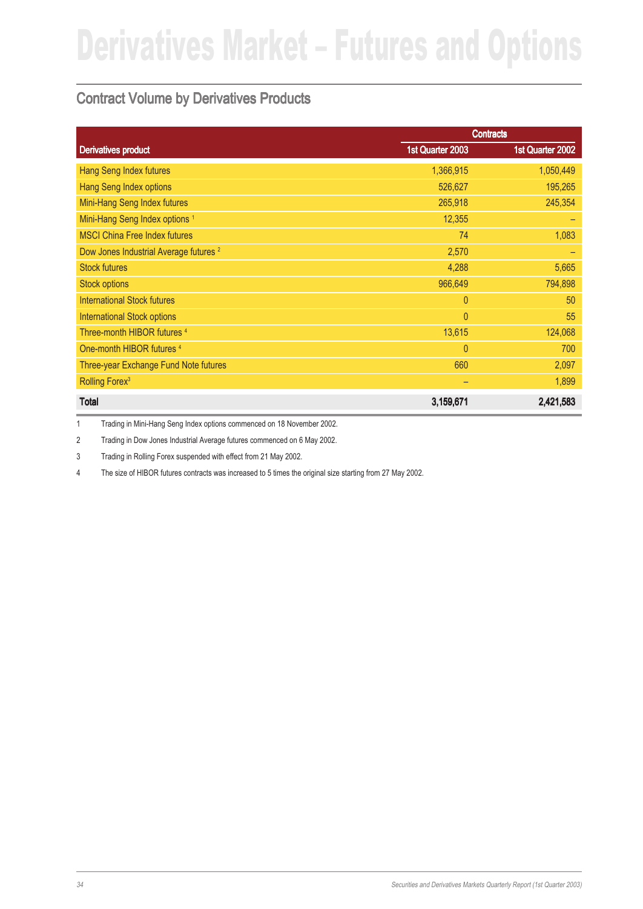# Derivatives Market – Futures and Options

## Contract Volume by Derivatives Products

| Derivatives product | Contracts | |
|---|---|---|
| | 1st Quarter 2003 | 1st Quarter 2002 |
| Hang Seng Index futures | 1,366,915 | 1,050,449 |
| Hang Seng Index options | 526,627 | 195,265 |
| Mini-Hang Seng Index futures | 265,918 | 245,354 |
| Mini-Hang Seng Index options [1] | 12,355 | – |
| MSCI China Free Index futures | 74 | 1,083 |
| Dow Jones Industrial Average futures [2] | 2,570 | – |
| Stock futures | 4,288 | 5,665 |
| Stock options | 966,649 | 794,898 |
| International Stock futures | 0 | 50 |
| International Stock options | 0 | 55 |
| Three-month HIBOR futures [4] | 13,615 | 124,068 |
| One-month HIBOR futures [4] | 0 | 700 |
| Three-year Exchange Fund Note futures | 660 | 2,097 |
| Rolling Forex[3] | – | 1,899 |
| **Total** | **3,159,671** | **2,421,583** |

1 Trading in Mini-Hang Seng Index options commenced on 18 November 2002.

2 Trading in Dow Jones Industrial Average futures commenced on 6 May 2002.

3 Trading in Rolling Forex suspended with effect from 21 May 2002.

4 The size of HIBOR futures contracts was increased to 5 times the original size starting from 27 May 2002.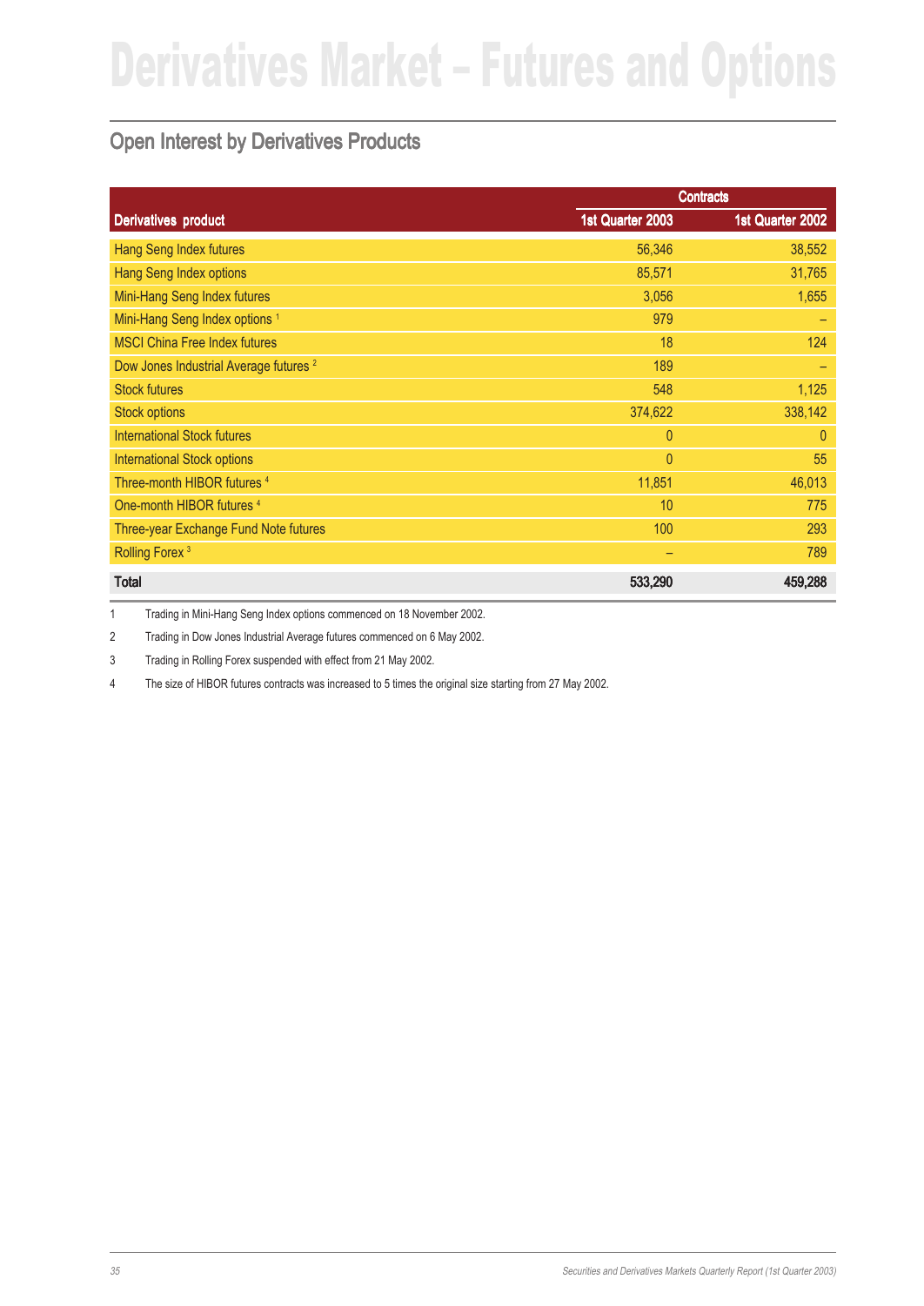# Derivatives Market – Futures and Options

## Open Interest by Derivatives Products

| Derivatives product | Contracts | |
|---|---|---|
| | 1st Quarter 2003 | 1st Quarter 2002 |
| Hang Seng Index futures | 56,346 | 38,552 |
| Hang Seng Index options | 85,571 | 31,765 |
| Mini-Hang Seng Index futures | 3,056 | 1,655 |
| Mini-Hang Seng Index options [1] | 979 | – |
| MSCI China Free Index futures | 18 | 124 |
| Dow Jones Industrial Average futures [2] | 189 | – |
| Stock futures | 548 | 1,125 |
| Stock options | 374,622 | 338,142 |
| International Stock futures | 0 | 0 |
| International Stock options | 0 | 55 |
| Three-month HIBOR futures [4] | 11,851 | 46,013 |
| One-month HIBOR futures [4] | 10 | 775 |
| Three-year Exchange Fund Note futures | 100 | 293 |
| Rolling Forex [3] | – | 789 |
| **Total** | **533,290** | **459,288** |

1 Trading in Mini-Hang Seng Index options commenced on 18 November 2002.

2 Trading in Dow Jones Industrial Average futures commenced on 6 May 2002.

3 Trading in Rolling Forex suspended with effect from 21 May 2002.

4 The size of HIBOR futures contracts was increased to 5 times the original size starting from 27 May 2002.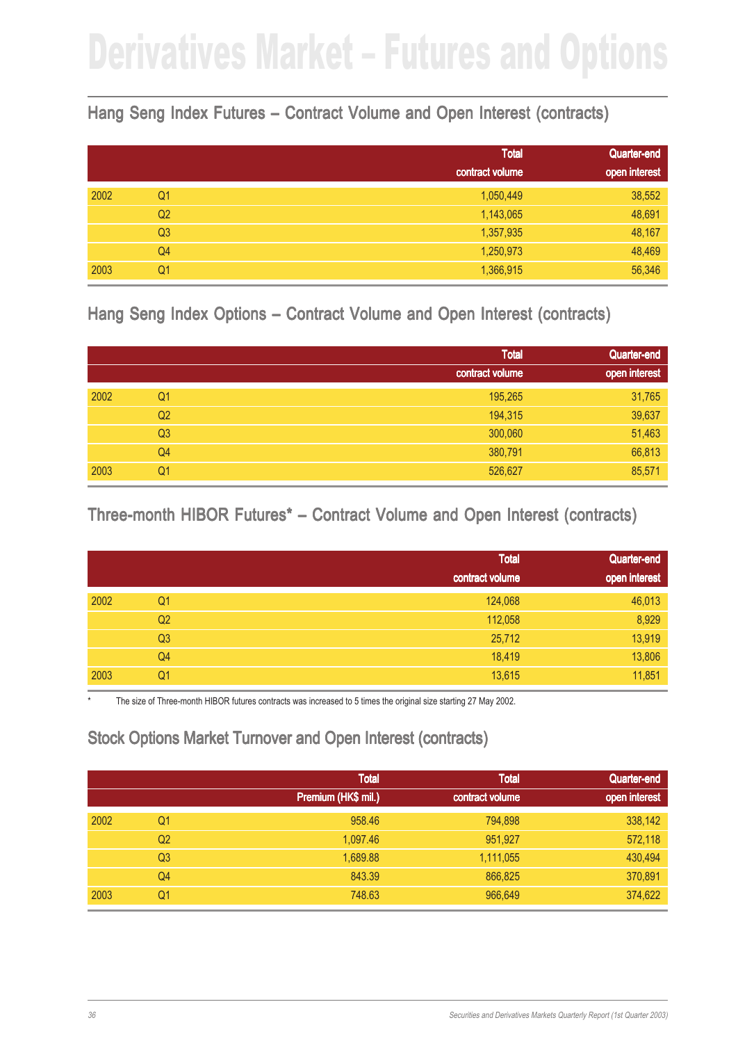# Derivatives Market – Futures and Options

## Hang Seng Index Futures – Contract Volume and Open Interest (contracts)

| | | Total contract volume | Quarter-end open interest |
|---|---|---|---|
| 2002 | Q1 | 1,050,449 | 38,552 |
| | Q2 | 1,143,065 | 48,691 |
| | Q3 | 1,357,935 | 48,167 |
| | Q4 | 1,250,973 | 48,469 |
| 2003 | Q1 | 1,366,915 | 56,346 |

## Hang Seng Index Options – Contract Volume and Open Interest (contracts)

| | | Total contract volume | Quarter-end open interest |
|---|---|---|---|
| 2002 | Q1 | 195,265 | 31,765 |
| | Q2 | 194,315 | 39,637 |
| | Q3 | 300,060 | 51,463 |
| | Q4 | 380,791 | 66,813 |
| 2003 | Q1 | 526,627 | 85,571 |

## Three-month HIBOR Futures* – Contract Volume and Open Interest (contracts)

| | | Total contract volume | Quarter-end open interest |
|---|---|---|---|
| 2002 | Q1 | 124,068 | 46,013 |
| | Q2 | 112,058 | 8,929 |
| | Q3 | 25,712 | 13,919 |
| | Q4 | 18,419 | 13,806 |
| 2003 | Q1 | 13,615 | 11,851 |

* The size of Three-month HIBOR futures contracts was increased to 5 times the original size starting 27 May 2002.

## Stock Options Market Turnover and Open Interest (contracts)

| | | Total Premium (HK$ mil.) | Total contract volume | Quarter-end open interest |
|---|---|---|---|---|
| 2002 | Q1 | 958.46 | 794,898 | 338,142 |
| | Q2 | 1,097.46 | 951,927 | 572,118 |
| | Q3 | 1,689.88 | 1,111,055 | 430,494 |
| | Q4 | 843.39 | 866,825 | 370,891 |
| 2003 | Q1 | 748.63 | 966,649 | 374,622 |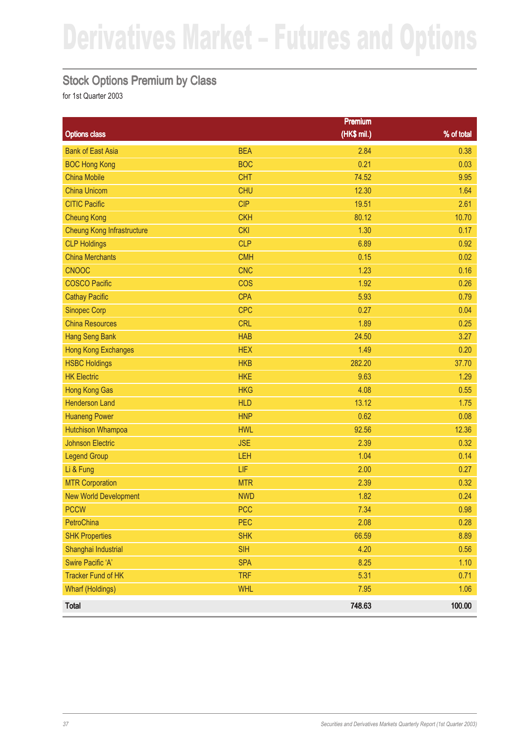# Derivatives Market – Futures and Options

## Stock Options Premium by Class

for 1st Quarter 2003

| Options class | | Premium (HK$ mil.) | % of total |
|---|---|---|---|
| Bank of East Asia | BEA | 2.84 | 0.38 |
| BOC Hong Kong | BOC | 0.21 | 0.03 |
| China Mobile | CHT | 74.52 | 9.95 |
| China Unicom | CHU | 12.30 | 1.64 |
| CITIC Pacific | CIP | 19.51 | 2.61 |
| Cheung Kong | CKH | 80.12 | 10.70 |
| Cheung Kong Infrastructure | CKI | 1.30 | 0.17 |
| CLP Holdings | CLP | 6.89 | 0.92 |
| China Merchants | CMH | 0.15 | 0.02 |
| CNOOC | CNC | 1.23 | 0.16 |
| COSCO Pacific | COS | 1.92 | 0.26 |
| Cathay Pacific | CPA | 5.93 | 0.79 |
| Sinopec Corp | CPC | 0.27 | 0.04 |
| China Resources | CRL | 1.89 | 0.25 |
| Hang Seng Bank | HAB | 24.50 | 3.27 |
| Hong Kong Exchanges | HEX | 1.49 | 0.20 |
| HSBC Holdings | HKB | 282.20 | 37.70 |
| HK Electric | HKE | 9.63 | 1.29 |
| Hong Kong Gas | HKG | 4.08 | 0.55 |
| Henderson Land | HLD | 13.12 | 1.75 |
| Huaneng Power | HNP | 0.62 | 0.08 |
| Hutchison Whampoa | HWL | 92.56 | 12.36 |
| Johnson Electric | JSE | 2.39 | 0.32 |
| Legend Group | LEH | 1.04 | 0.14 |
| Li & Fung | LIF | 2.00 | 0.27 |
| MTR Corporation | MTR | 2.39 | 0.32 |
| New World Development | NWD | 1.82 | 0.24 |
| PCCW | PCC | 7.34 | 0.98 |
| PetroChina | PEC | 2.08 | 0.28 |
| SHK Properties | SHK | 66.59 | 8.89 |
| Shanghai Industrial | SIH | 4.20 | 0.56 |
| Swire Pacific 'A' | SPA | 8.25 | 1.10 |
| Tracker Fund of HK | TRF | 5.31 | 0.71 |
| Wharf (Holdings) | WHL | 7.95 | 1.06 |
| **Total** | | **748.63** | **100.00** |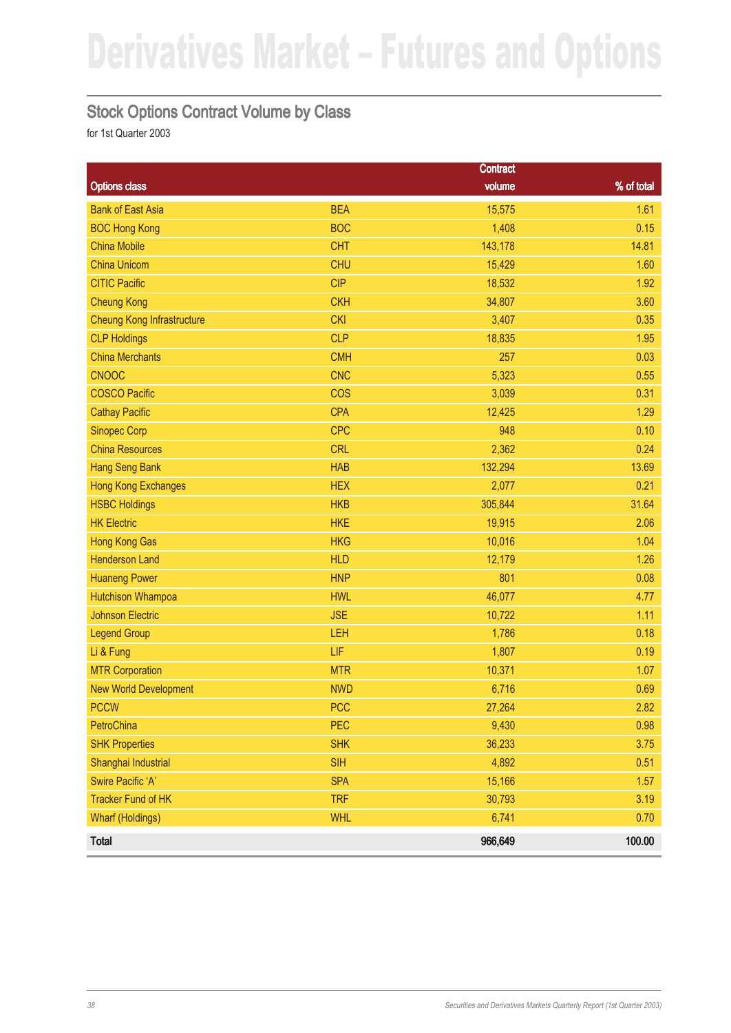# Derivatives Market – Futures and Options

## Stock Options Contract Volume by Class

for 1st Quarter 2003

| Options class | | Contract volume | % of total |
|---|---|---|---|
| Bank of East Asia | BEA | 15,575 | 1.61 |
| BOC Hong Kong | BOC | 1,408 | 0.15 |
| China Mobile | CHT | 143,178 | 14.81 |
| China Unicom | CHU | 15,429 | 1.60 |
| CITIC Pacific | CIP | 18,532 | 1.92 |
| Cheung Kong | CKH | 34,807 | 3.60 |
| Cheung Kong Infrastructure | CKI | 3,407 | 0.35 |
| CLP Holdings | CLP | 18,835 | 1.95 |
| China Merchants | CMH | 257 | 0.03 |
| CNOOC | CNC | 5,323 | 0.55 |
| COSCO Pacific | COS | 3,039 | 0.31 |
| Cathay Pacific | CPA | 12,425 | 1.29 |
| Sinopec Corp | CPC | 948 | 0.10 |
| China Resources | CRL | 2,362 | 0.24 |
| Hang Seng Bank | HAB | 132,294 | 13.69 |
| Hong Kong Exchanges | HEX | 2,077 | 0.21 |
| HSBC Holdings | HKB | 305,844 | 31.64 |
| HK Electric | HKE | 19,915 | 2.06 |
| Hong Kong Gas | HKG | 10,016 | 1.04 |
| Henderson Land | HLD | 12,179 | 1.26 |
| Huaneng Power | HNP | 801 | 0.08 |
| Hutchison Whampoa | HWL | 46,077 | 4.77 |
| Johnson Electric | JSE | 10,722 | 1.11 |
| Legend Group | LEH | 1,786 | 0.18 |
| Li & Fung | LIF | 1,807 | 0.19 |
| MTR Corporation | MTR | 10,371 | 1.07 |
| New World Development | NWD | 6,716 | 0.69 |
| PCCW | PCC | 27,264 | 2.82 |
| PetroChina | PEC | 9,430 | 0.98 |
| SHK Properties | SHK | 36,233 | 3.75 |
| Shanghai Industrial | SIH | 4,892 | 0.51 |
| Swire Pacific ‘A’ | SPA | 15,166 | 1.57 |
| Tracker Fund of HK | TRF | 30,793 | 3.19 |
| Wharf (Holdings) | WHL | 6,741 | 0.70 |
| **Total** | | **966,649** | **100.00** |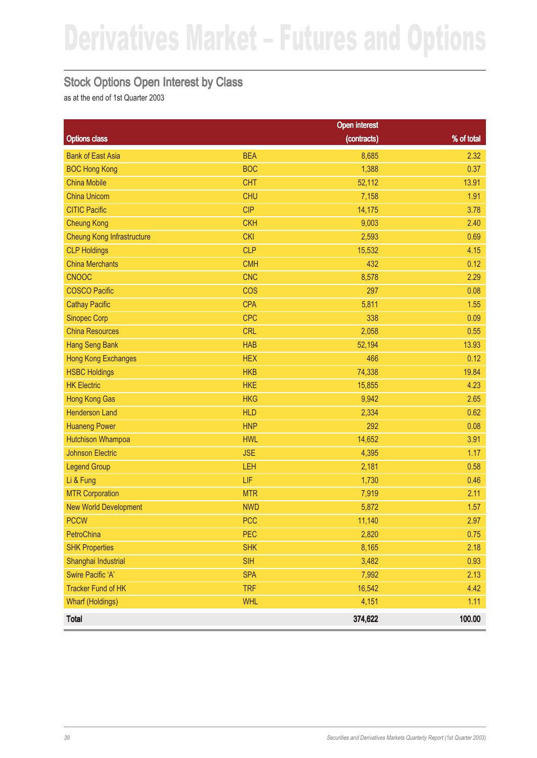// Derivatives Market – Futures and Options

## Stock Options Open Interest by Class

as at the end of 1st Quarter 2003

| Options class | | Open interest (contracts) | % of total |
|---|---|---|---|
| Bank of East Asia | BEA | 8,685 | 2.32 |
| BOC Hong Kong | BOC | 1,388 | 0.37 |
| China Mobile | CHT | 52,112 | 13.91 |
| China Unicom | CHU | 7,158 | 1.91 |
| CITIC Pacific | CIP | 14,175 | 3.78 |
| Cheung Kong | CKH | 9,003 | 2.40 |
| Cheung Kong Infrastructure | CKI | 2,593 | 0.69 |
| CLP Holdings | CLP | 15,532 | 4.15 |
| China Merchants | CMH | 432 | 0.12 |
| CNOOC | CNC | 8,578 | 2.29 |
| COSCO Pacific | COS | 297 | 0.08 |
| Cathay Pacific | CPA | 5,811 | 1.55 |
| Sinopec Corp | CPC | 338 | 0.09 |
| China Resources | CRL | 2,058 | 0.55 |
| Hang Seng Bank | HAB | 52,194 | 13.93 |
| Hong Kong Exchanges | HEX | 466 | 0.12 |
| HSBC Holdings | HKB | 74,338 | 19.84 |
| HK Electric | HKE | 15,855 | 4.23 |
| Hong Kong Gas | HKG | 9,942 | 2.65 |
| Henderson Land | HLD | 2,334 | 0.62 |
| Huaneng Power | HNP | 292 | 0.08 |
| Hutchison Whampoa | HWL | 14,652 | 3.91 |
| Johnson Electric | JSE | 4,395 | 1.17 |
| Legend Group | LEH | 2,181 | 0.58 |
| Li & Fung | LIF | 1,730 | 0.46 |
| MTR Corporation | MTR | 7,919 | 2.11 |
| New World Development | NWD | 5,872 | 1.57 |
| PCCW | PCC | 11,140 | 2.97 |
| PetroChina | PEC | 2,820 | 0.75 |
| SHK Properties | SHK | 8,165 | 2.18 |
| Shanghai Industrial | SIH | 3,482 | 0.93 |
| Swire Pacific 'A' | SPA | 7,992 | 2.13 |
| Tracker Fund of HK | TRF | 16,542 | 4.42 |
| Wharf (Holdings) | WHL | 4,151 | 1.11 |
| **Total** | | **374,622** | **100.00** |